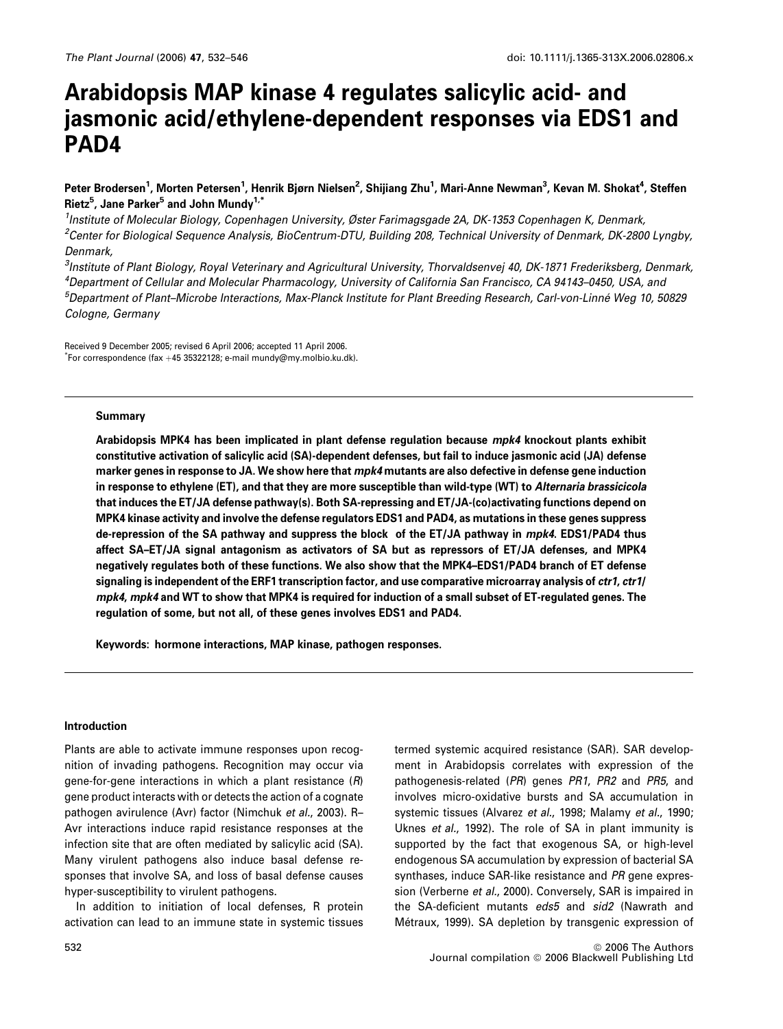# Arabidopsis MAP kinase 4 regulates salicylic acid- and jasmonic acid/ethylene-dependent responses via EDS1 and PAD4

Peter Brodersen[1], Morten Petersen[1], Henrik Bjørn Nielsen[2], Shijiang Zhu[1], Mari-Anne Newman[3], Kevan M. Shokat[4], Steffen Rietz[5], Jane Parker[5] and John Mundy[1,*]

[1]Institute of Molecular Biology, Copenhagen University, Øster Farimagsgade 2A, DK-1353 Copenhagen K, Denmark,
[2]Center for Biological Sequence Analysis, BioCentrum-DTU, Building 208, Technical University of Denmark, DK-2800 Lyngby, Denmark,
[3]Institute of Plant Biology, Royal Veterinary and Agricultural University, Thorvaldsenvej 40, DK-1871 Frederiksberg, Denmark,
[4]Department of Cellular and Molecular Pharmacology, University of California San Francisco, CA 94143–0450, USA, and
[5]Department of Plant–Microbe Interactions, Max-Planck Institute for Plant Breeding Research, Carl-von-Linné Weg 10, 50829 Cologne, Germany

Received 9 December 2005; revised 6 April 2006; accepted 11 April 2006.
*For correspondence (fax +45 35322128; e-mail mundy@my.molbio.ku.dk).

## Summary

**Arabidopsis MPK4 has been implicated in plant defense regulation because *mpk4* knockout plants exhibit constitutive activation of salicylic acid (SA)-dependent defenses, but fail to induce jasmonic acid (JA) defense marker genes in response to JA. We show here that *mpk4* mutants are also defective in defense gene induction in response to ethylene (ET), and that they are more susceptible than wild-type (WT) to *Alternaria brassicicola* that induces the ET/JA defense pathway(s). Both SA-repressing and ET/JA-(co)activating functions depend on MPK4 kinase activity and involve the defense regulators EDS1 and PAD4, as mutations in these genes suppress de-repression of the SA pathway and suppress the block of the ET/JA pathway in *mpk4*. EDS1/PAD4 thus affect SA–ET/JA signal antagonism as activators of SA but as repressors of ET/JA defenses, and MPK4 negatively regulates both of these functions. We also show that the MPK4–EDS1/PAD4 branch of ET defense signaling is independent of the ERF1 transcription factor, and use comparative microarray analysis of *ctr1*, *ctr1/mpk4*, *mpk4* and WT to show that MPK4 is required for induction of a small subset of ET-regulated genes. The regulation of some, but not all, of these genes involves EDS1 and PAD4.**

**Keywords:** hormone interactions, MAP kinase, pathogen responses.

## Introduction

Plants are able to activate immune responses upon recognition of invading pathogens. Recognition may occur via gene-for-gene interactions in which a plant resistance (*R*) gene product interacts with or detects the action of a cognate pathogen avirulence (Avr) factor (Nimchuk *et al.*, 2003). R–Avr interactions induce rapid resistance responses at the infection site that are often mediated by salicylic acid (SA). Many virulent pathogens also induce basal defense responses that involve SA, and loss of basal defense causes hyper-susceptibility to virulent pathogens.

In addition to initiation of local defenses, R protein activation can lead to an immune state in systemic tissues termed systemic acquired resistance (SAR). SAR development in Arabidopsis correlates with expression of the pathogenesis-related (*PR*) genes *PR1*, *PR2* and *PR5*, and involves micro-oxidative bursts and SA accumulation in systemic tissues (Alvarez *et al.*, 1998; Malamy *et al.*, 1990; Uknes *et al.*, 1992). The role of SA in plant immunity is supported by the fact that exogenous SA, or high-level endogenous SA accumulation by expression of bacterial SA synthases, induce SAR-like resistance and *PR* gene expression (Verberne *et al.*, 2000). Conversely, SAR is impaired in the SA-deficient mutants *eds5* and *sid2* (Nawrath and Métraux, 1999). SA depletion by transgenic expression of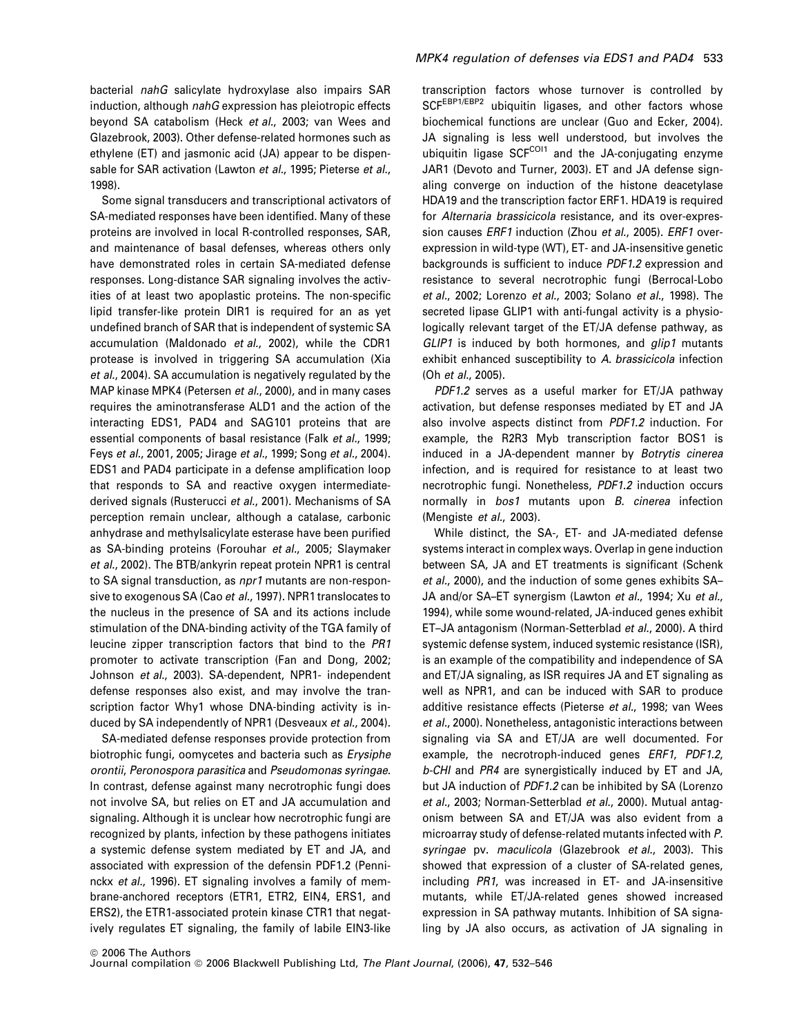bacterial *nahG* salicylate hydroxylase also impairs SAR induction, although *nahG* expression has pleiotropic effects beyond SA catabolism (Heck *et al.*, 2003; van Wees and Glazebrook, 2003). Other defense-related hormones such as ethylene (ET) and jasmonic acid (JA) appear to be dispensable for SAR activation (Lawton *et al.*, 1995; Pieterse *et al.*, 1998).

Some signal transducers and transcriptional activators of SA-mediated responses have been identified. Many of these proteins are involved in local R-controlled responses, SAR, and maintenance of basal defenses, whereas others only have demonstrated roles in certain SA-mediated defense responses. Long-distance SAR signaling involves the activities of at least two apoplastic proteins. The non-specific lipid transfer-like protein DIR1 is required for an as yet undefined branch of SAR that is independent of systemic SA accumulation (Maldonado *et al.*, 2002), while the CDR1 protease is involved in triggering SA accumulation (Xia *et al.*, 2004). SA accumulation is negatively regulated by the MAP kinase MPK4 (Petersen *et al.*, 2000), and in many cases requires the aminotransferase ALD1 and the action of the interacting EDS1, PAD4 and SAG101 proteins that are essential components of basal resistance (Falk *et al.*, 1999; Feys *et al.*, 2001, 2005; Jirage *et al.*, 1999; Song *et al.*, 2004). EDS1 and PAD4 participate in a defense amplification loop that responds to SA and reactive oxygen intermediate-derived signals (Rusterucci *et al.*, 2001). Mechanisms of SA perception remain unclear, although a catalase, carbonic anhydrase and methylsalicylate esterase have been purified as SA-binding proteins (Forouhar *et al.*, 2005; Slaymaker *et al.*, 2002). The BTB/ankyrin repeat protein NPR1 is central to SA signal transduction, as *npr1* mutants are non-responsive to exogenous SA (Cao *et al.*, 1997). NPR1 translocates to the nucleus in the presence of SA and its actions include stimulation of the DNA-binding activity of the TGA family of leucine zipper transcription factors that bind to the *PR1* promoter to activate transcription (Fan and Dong, 2002; Johnson *et al.*, 2003). SA-dependent, NPR1- independent defense responses also exist, and may involve the transcription factor Why1 whose DNA-binding activity is induced by SA independently of NPR1 (Desveaux *et al.*, 2004).

SA-mediated defense responses provide protection from biotrophic fungi, oomycetes and bacteria such as *Erysiphe orontii*, *Peronospora parasitica* and *Pseudomonas syringae*. In contrast, defense against many necrotrophic fungi does not involve SA, but relies on ET and JA accumulation and signaling. Although it is unclear how necrotrophic fungi are recognized by plants, infection by these pathogens initiates a systemic defense system mediated by ET and JA, and associated with expression of the defensin PDF1.2 (Penninckx *et al.*, 1996). ET signaling involves a family of membrane-anchored receptors (ETR1, ETR2, EIN4, ERS1, and ERS2), the ETR1-associated protein kinase CTR1 that negatively regulates ET signaling, the family of labile EIN3-like transcription factors whose turnover is controlled by SCF[EBP1/EBP2] ubiquitin ligases, and other factors whose biochemical functions are unclear (Guo and Ecker, 2004). JA signaling is less well understood, but involves the ubiquitin ligase SCF[COI1] and the JA-conjugating enzyme JAR1 (Devoto and Turner, 2003). ET and JA defense signaling converge on induction of the histone deacetylase HDA19 and the transcription factor ERF1. HDA19 is required for *Alternaria brassicicola* resistance, and its over-expression causes *ERF1* induction (Zhou *et al.*, 2005). *ERF1* over-expression in wild-type (WT), ET- and JA-insensitive genetic backgrounds is sufficient to induce *PDF1.2* expression and resistance to several necrotrophic fungi (Berrocal-Lobo *et al.*, 2002; Lorenzo *et al.*, 2003; Solano *et al.*, 1998). The secreted lipase GLIP1 with anti-fungal activity is a physiologically relevant target of the ET/JA defense pathway, as *GLIP1* is induced by both hormones, and *glip1* mutants exhibit enhanced susceptibility to *A. brassicicola* infection (Oh *et al.*, 2005).

*PDF1.2* serves as a useful marker for ET/JA pathway activation, but defense responses mediated by ET and JA also involve aspects distinct from *PDF1.2* induction. For example, the R2R3 Myb transcription factor BOS1 is induced in a JA-dependent manner by *Botrytis cinerea* infection, and is required for resistance to at least two necrotrophic fungi. Nonetheless, *PDF1.2* induction occurs normally in *bos1* mutants upon *B. cinerea* infection (Mengiste *et al.*, 2003).

While distinct, the SA-, ET- and JA-mediated defense systems interact in complex ways. Overlap in gene induction between SA, JA and ET treatments is significant (Schenk *et al.*, 2000), and the induction of some genes exhibits SA–JA and/or SA–ET synergism (Lawton *et al.*, 1994; Xu *et al.*, 1994), while some wound-related, JA-induced genes exhibit ET–JA antagonism (Norman-Setterblad *et al.*, 2000). A third systemic defense system, induced systemic resistance (ISR), is an example of the compatibility and independence of SA and ET/JA signaling, as ISR requires JA and ET signaling as well as NPR1, and can be induced with SAR to produce additive resistance effects (Pieterse *et al.*, 1998; van Wees *et al.*, 2000). Nonetheless, antagonistic interactions between signaling via SA and ET/JA are well documented. For example, the necrotroph-induced genes *ERF1*, *PDF1.2*, *b-CHI* and *PR4* are synergistically induced by ET and JA, but JA induction of *PDF1.2* can be inhibited by SA (Lorenzo *et al.*, 2003; Norman-Setterblad *et al.*, 2000). Mutual antagonism between SA and ET/JA was also evident from a microarray study of defense-related mutants infected with *P. syringae* pv. *maculicola* (Glazebrook *et al.*, 2003). This showed that expression of a cluster of SA-related genes, including *PR1*, was increased in ET- and JA-insensitive mutants, while ET/JA-related genes showed increased expression in SA pathway mutants. Inhibition of SA signaling by JA also occurs, as activation of JA signaling in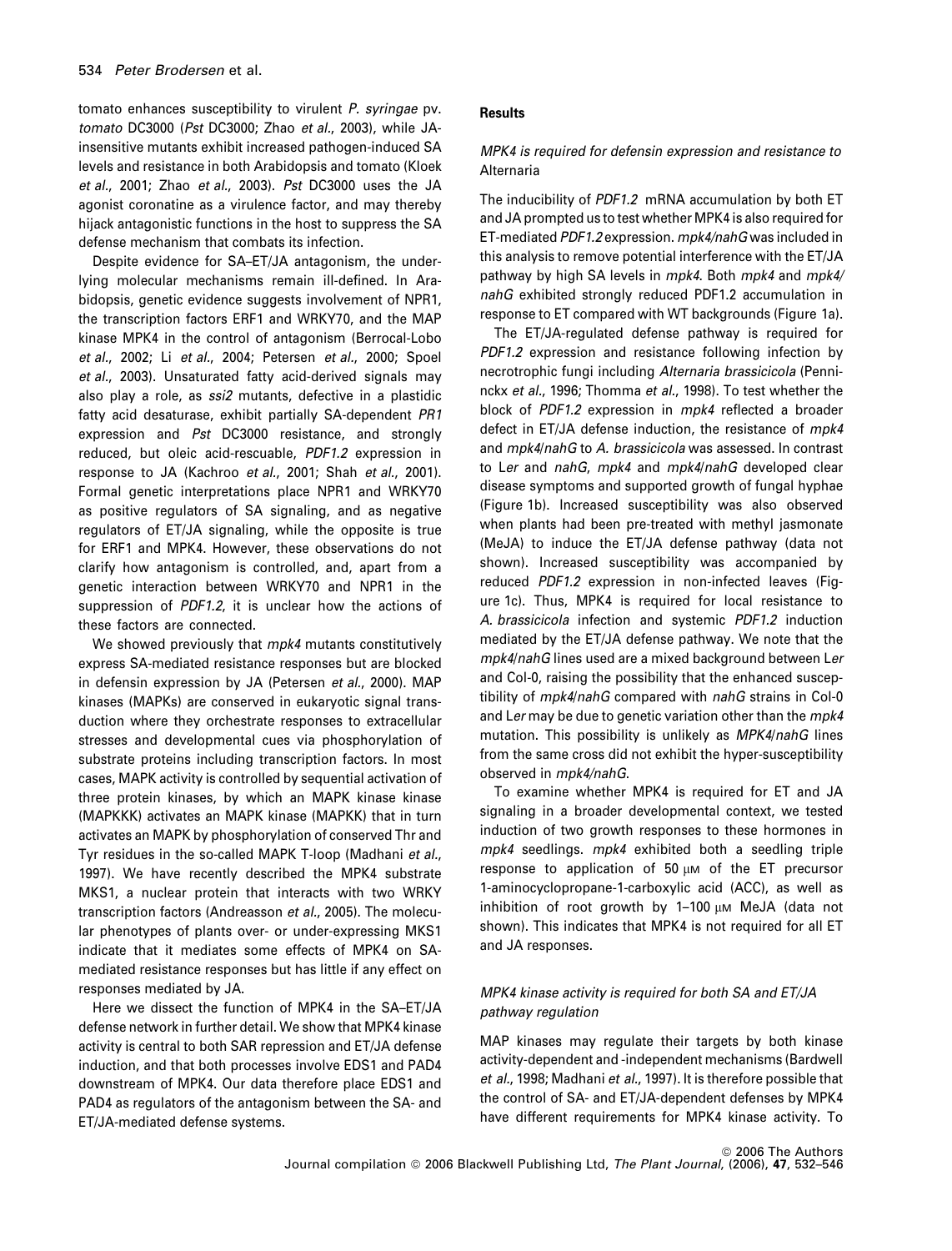tomato enhances susceptibility to virulent *P. syringae* pv. *tomato* DC3000 (*Pst* DC3000; Zhao *et al*., 2003), while JA-insensitive mutants exhibit increased pathogen-induced SA levels and resistance in both Arabidopsis and tomato (Kloek *et al*., 2001; Zhao *et al*., 2003). *Pst* DC3000 uses the JA agonist coronatine as a virulence factor, and may thereby hijack antagonistic functions in the host to suppress the SA defense mechanism that combats its infection.

Despite evidence for SA–ET/JA antagonism, the underlying molecular mechanisms remain ill-defined. In Arabidopsis, genetic evidence suggests involvement of NPR1, the transcription factors ERF1 and WRKY70, and the MAP kinase MPK4 in the control of antagonism (Berrocal-Lobo *et al*., 2002; Li *et al*., 2004; Petersen *et al*., 2000; Spoel *et al*., 2003). Unsaturated fatty acid-derived signals may also play a role, as *ssi2* mutants, defective in a plastidic fatty acid desaturase, exhibit partially SA-dependent *PR1* expression and *Pst* DC3000 resistance, and strongly reduced, but oleic acid-rescuable, *PDF1.2* expression in response to JA (Kachroo *et al*., 2001; Shah *et al*., 2001). Formal genetic interpretations place NPR1 and WRKY70 as positive regulators of SA signaling, and as negative regulators of ET/JA signaling, while the opposite is true for ERF1 and MPK4. However, these observations do not clarify how antagonism is controlled, and, apart from a genetic interaction between WRKY70 and NPR1 in the suppression of *PDF1.2*, it is unclear how the actions of these factors are connected.

We showed previously that *mpk4* mutants constitutively express SA-mediated resistance responses but are blocked in defensin expression by JA (Petersen *et al*., 2000). MAP kinases (MAPKs) are conserved in eukaryotic signal transduction where they orchestrate responses to extracellular stresses and developmental cues via phosphorylation of substrate proteins including transcription factors. In most cases, MAPK activity is controlled by sequential activation of three protein kinases, by which an MAPK kinase kinase (MAPKKK) activates an MAPK kinase (MAPKK) that in turn activates an MAPK by phosphorylation of conserved Thr and Tyr residues in the so-called MAPK T-loop (Madhani *et al*., 1997). We have recently described the MPK4 substrate MKS1, a nuclear protein that interacts with two WRKY transcription factors (Andreasson *et al*., 2005). The molecular phenotypes of plants over- or under-expressing MKS1 indicate that it mediates some effects of MPK4 on SA-mediated resistance responses but has little if any effect on responses mediated by JA.

Here we dissect the function of MPK4 in the SA–ET/JA defense network in further detail. We show that MPK4 kinase activity is central to both SAR repression and ET/JA defense induction, and that both processes involve EDS1 and PAD4 downstream of MPK4. Our data therefore place EDS1 and PAD4 as regulators of the antagonism between the SA- and ET/JA-mediated defense systems.

## Results

### *MPK4 is required for defensin expression and resistance to* Alternaria

The inducibility of *PDF1.2* mRNA accumulation by both ET and JA prompted us to test whether MPK4 is also required for ET-mediated *PDF1.2* expression. *mpk4/nahG* was included in this analysis to remove potential interference with the ET/JA pathway by high SA levels in *mpk4*. Both *mpk4* and *mpk4/nahG* exhibited strongly reduced PDF1.2 accumulation in response to ET compared with WT backgrounds (Figure 1a).

The ET/JA-regulated defense pathway is required for *PDF1.2* expression and resistance following infection by necrotrophic fungi including *Alternaria brassicicola* (Penninckx *et al*., 1996; Thomma *et al*., 1998). To test whether the block of *PDF1.2* expression in *mpk4* reflected a broader defect in ET/JA defense induction, the resistance of *mpk4* and *mpk4/nahG* to *A. brassicicola* was assessed. In contrast to L*er* and *nahG*, *mpk4* and *mpk4/nahG* developed clear disease symptoms and supported growth of fungal hyphae (Figure 1b). Increased susceptibility was also observed when plants had been pre-treated with methyl jasmonate (MeJA) to induce the ET/JA defense pathway (data not shown). Increased susceptibility was accompanied by reduced *PDF1.2* expression in non-infected leaves (Figure 1c). Thus, MPK4 is required for local resistance to *A. brassicicola* infection and systemic *PDF1.2* induction mediated by the ET/JA defense pathway. We note that the *mpk4/nahG* lines used are a mixed background between L*er* and Col-0, raising the possibility that the enhanced susceptibility of *mpk4/nahG* compared with *nahG* strains in Col-0 and L*er* may be due to genetic variation other than the *mpk4* mutation. This possibility is unlikely as *MPK4/nahG* lines from the same cross did not exhibit the hyper-susceptibility observed in *mpk4/nahG*.

To examine whether MPK4 is required for ET and JA signaling in a broader developmental context, we tested induction of two growth responses to these hormones in *mpk4* seedlings. *mpk4* exhibited both a seedling triple response to application of 50 μM of the ET precursor 1-aminocyclopropane-1-carboxylic acid (ACC), as well as inhibition of root growth by 1–100 μM MeJA (data not shown). This indicates that MPK4 is not required for all ET and JA responses.

### *MPK4 kinase activity is required for both SA and ET/JA pathway regulation*

MAP kinases may regulate their targets by both kinase activity-dependent and -independent mechanisms (Bardwell *et al*., 1998; Madhani *et al*., 1997). It is therefore possible that the control of SA- and ET/JA-dependent defenses by MPK4 have different requirements for MPK4 kinase activity. To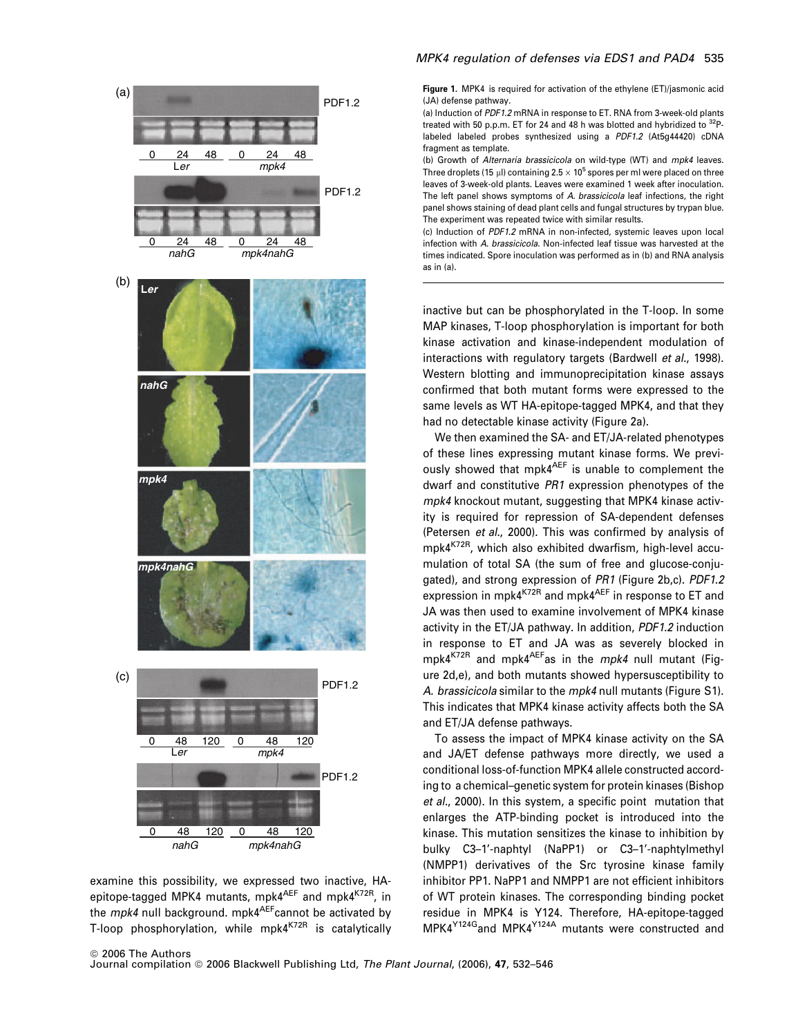**Figure 1.** MPK4 is required for activation of the ethylene (ET)/jasmonic acid (JA) defense pathway.

(a) Induction of *PDF1.2* mRNA in response to ET. RNA from 3-week-old plants treated with 50 p.p.m. ET for 24 and 48 h was blotted and hybridized to $^{32}$P-labeled labeled probes synthesized using a *PDF1.2* (At5g44420) cDNA fragment as template.

(b) Growth of *Alternaria brassicicola* on wild-type (WT) and *mpk4* leaves. Three droplets (15 μl) containing $2.5 \times 10^5$ spores per ml were placed on three leaves of 3-week-old plants. Leaves were examined 1 week after inoculation. The left panel shows symptoms of *A. brassicicola* leaf infections, the right panel shows staining of dead plant cells and fungal structures by trypan blue. The experiment was repeated twice with similar results.

(c) Induction of *PDF1.2* mRNA in non-infected, systemic leaves upon local infection with *A. brassicicola.* Non-infected leaf tissue was harvested at the times indicated. Spore inoculation was performed as in (b) and RNA analysis as in (a).

examine this possibility, we expressed two inactive, HA-epitope-tagged MPK4 mutants, mpk4$^{AEF}$ and mpk4$^{K72R}$, in the *mpk4* null background. mpk4$^{AEF}$ cannot be activated by T-loop phosphorylation, while mpk4$^{K72R}$ is catalytically inactive but can be phosphorylated in the T-loop. In some MAP kinases, T-loop phosphorylation is important for both kinase activation and kinase-independent modulation of interactions with regulatory targets (Bardwell *et al.*, 1998). Western blotting and immunoprecipitation kinase assays confirmed that both mutant forms were expressed to the same levels as WT HA-epitope-tagged MPK4, and that they had no detectable kinase activity (Figure 2a).

We then examined the SA- and ET/JA-related phenotypes of these lines expressing mutant kinase forms. We previously showed that mpk4$^{AEF}$ is unable to complement the dwarf and constitutive *PR1* expression phenotypes of the *mpk4* knockout mutant, suggesting that MPK4 kinase activity is required for repression of SA-dependent defenses (Petersen *et al.*, 2000). This was confirmed by analysis of mpk4$^{K72R}$, which also exhibited dwarfism, high-level accumulation of total SA (the sum of free and glucose-conjugated), and strong expression of *PR1* (Figure 2b,c). *PDF1.2* expression in mpk4$^{K72R}$ and mpk4$^{AEF}$ in response to ET and JA was then used to examine involvement of MPK4 kinase activity in the ET/JA pathway. In addition, *PDF1.2* induction in response to ET and JA was as severely blocked in mpk4$^{K72R}$ and mpk4$^{AEF}$as in the *mpk4* null mutant (Figure 2d,e), and both mutants showed hypersusceptibility to *A. brassicicola* similar to the *mpk4* null mutants (Figure S1). This indicates that MPK4 kinase activity affects both the SA and ET/JA defense pathways.

To assess the impact of MPK4 kinase activity on the SA and JA/ET defense pathways more directly, we used a conditional loss-of-function MPK4 allele constructed according to a chemical–genetic system for protein kinases (Bishop *et al.*, 2000). In this system, a specific point mutation that enlarges the ATP-binding pocket is introduced into the kinase. This mutation sensitizes the kinase to inhibition by bulky C3–1′-naphtyl (NaPP1) or C3–1′-naphtylmethyl (NMPP1) derivatives of the Src tyrosine kinase family inhibitor PP1. NaPP1 and NMPP1 are not efficient inhibitors of WT protein kinases. The corresponding binding pocket residue in MPK4 is Y124. Therefore, HA-epitope-tagged MPK4$^{Y124G}$and MPK4$^{Y124A}$ mutants were constructed and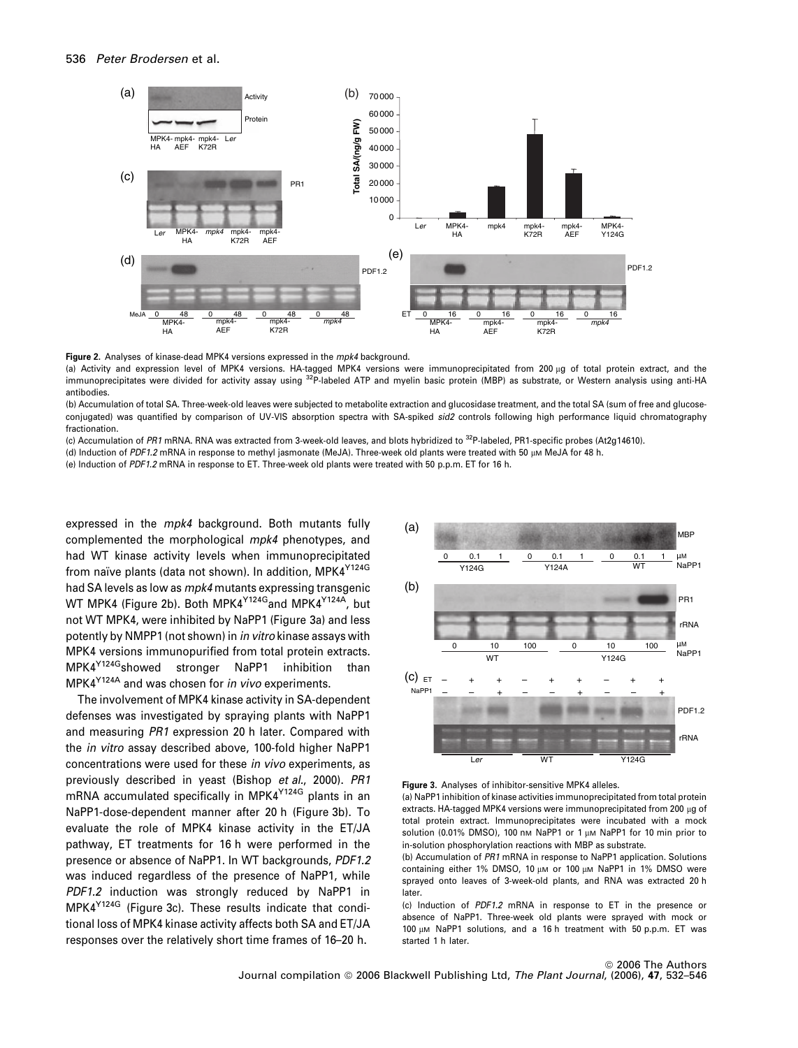**Figure 2.** Analyses of kinase-dead MPK4 versions expressed in the *mpk4* background.

(a) Activity and expression level of MPK4 versions. HA-tagged MPK4 versions were immunoprecipitated from 200 μg of total protein extract, and the immunoprecipitates were divided for activity assay using $^{32}$P-labeled ATP and myelin basic protein (MBP) as substrate, or Western analysis using anti-HA antibodies.

(b) Accumulation of total SA. Three-week-old leaves were subjected to metabolite extraction and glucosidase treatment, and the total SA (sum of free and glucose-conjugated) was quantified by comparison of UV-VIS absorption spectra with SA-spiked *sid2* controls following high performance liquid chromatography fractionation.

(c) Accumulation of *PR1* mRNA. RNA was extracted from 3-week-old leaves, and blots hybridized to $^{32}$P-labeled, PR1-specific probes (At2g14610).

(d) Induction of *PDF1.2* mRNA in response to methyl jasmonate (MeJA). Three-week old plants were treated with 50 μM MeJA for 48 h.

(e) Induction of *PDF1.2* mRNA in response to ET. Three-week old plants were treated with 50 p.p.m. ET for 16 h.

expressed in the *mpk4* background. Both mutants fully complemented the morphological *mpk4* phenotypes, and had WT kinase activity levels when immunoprecipitated from naïve plants (data not shown). In addition, MPK4$^{Y124G}$ had SA levels as low as *mpk4* mutants expressing transgenic WT MPK4 (Figure 2b). Both MPK4$^{Y124G}$and MPK4$^{Y124A}$, but not WT MPK4, were inhibited by NaPP1 (Figure 3a) and less potently by NMPP1 (not shown) in *in vitro* kinase assays with MPK4 versions immunopurified from total protein extracts. MPK4$^{Y124G}$showed stronger NaPP1 inhibition than MPK4$^{Y124A}$ and was chosen for *in vivo* experiments.

The involvement of MPK4 kinase activity in SA-dependent defenses was investigated by spraying plants with NaPP1 and measuring *PR1* expression 20 h later. Compared with the *in vitro* assay described above, 100-fold higher NaPP1 concentrations were used for these *in vivo* experiments, as previously described in yeast (Bishop *et al*., 2000). *PR1* mRNA accumulated specifically in MPK4$^{Y124G}$ plants in an NaPP1-dose-dependent manner after 20 h (Figure 3b). To evaluate the role of MPK4 kinase activity in the ET/JA pathway, ET treatments for 16 h were performed in the presence or absence of NaPP1. In WT backgrounds, *PDF1.2* was induced regardless of the presence of NaPP1, while *PDF1.2* induction was strongly reduced by NaPP1 in MPK4$^{Y124G}$ (Figure 3c). These results indicate that conditional loss of MPK4 kinase activity affects both SA and ET/JA responses over the relatively short time frames of 16–20 h.

**Figure 3.** Analyses of inhibitor-sensitive MPK4 alleles.

(a) NaPP1 inhibition of kinase activities immunoprecipitated from total protein extracts. HA-tagged MPK4 versions were immunoprecipitated from 200 μg of total protein extract. Immunoprecipitates were incubated with a mock solution (0.01% DMSO), 100 nM NaPP1 or 1 μM NaPP1 for 10 min prior to in-solution phosphorylation reactions with MBP as substrate.

(b) Accumulation of *PR1* mRNA in response to NaPP1 application. Solutions containing either 1% DMSO, 10 μM or 100 μM NaPP1 in 1% DMSO were sprayed onto leaves of 3-week-old plants, and RNA was extracted 20 h later.

(c) Induction of *PDF1.2* mRNA in response to ET in the presence or absence of NaPP1. Three-week old plants were sprayed with mock or 100 μM NaPP1 solutions, and a 16 h treatment with 50 p.p.m. ET was started 1 h later.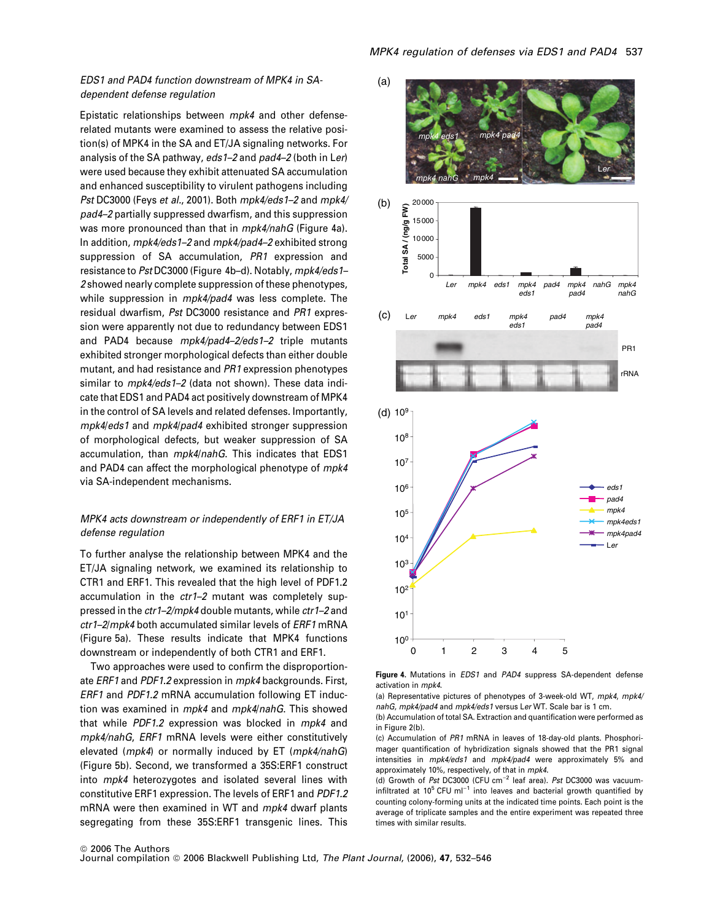### EDS1 and PAD4 function downstream of MPK4 in SA-dependent defense regulation

Epistatic relationships between *mpk4* and other defense-related mutants were examined to assess the relative position(s) of MPK4 in the SA and ET/JA signaling networks. For analysis of the SA pathway, *eds1–2* and *pad4–2* (both in L*er*) were used because they exhibit attenuated SA accumulation and enhanced susceptibility to virulent pathogens including *Pst* DC3000 (Feys *et al.*, 2001). Both *mpk4/eds1–2* and *mpk4/pad4–2* partially suppressed dwarfism, and this suppression was more pronounced than that in *mpk4/nahG* (Figure 4a). In addition, *mpk4/eds1–2* and *mpk4/pad4–2* exhibited strong suppression of SA accumulation, *PR1* expression and resistance to *Pst* DC3000 (Figure 4b–d). Notably, *mpk4/eds1–2* showed nearly complete suppression of these phenotypes, while suppression in *mpk4/pad4* was less complete. The residual dwarfism, *Pst* DC3000 resistance and *PR1* expression were apparently not due to redundancy between EDS1 and PAD4 because *mpk4/pad4–2/eds1–2* triple mutants exhibited stronger morphological defects than either double mutant, and had resistance and *PR1* expression phenotypes similar to *mpk4/eds1–2* (data not shown). These data indicate that EDS1 and PAD4 act positively downstream of MPK4 in the control of SA levels and related defenses. Importantly, *mpk4/eds1* and *mpk4/pad4* exhibited stronger suppression of morphological defects, but weaker suppression of SA accumulation, than *mpk4/nahG*. This indicates that EDS1 and PAD4 can affect the morphological phenotype of *mpk4* via SA-independent mechanisms.

### MPK4 acts downstream or independently of ERF1 in ET/JA defense regulation

To further analyse the relationship between MPK4 and the ET/JA signaling network, we examined its relationship to CTR1 and ERF1. This revealed that the high level of PDF1.2 accumulation in the *ctr1–2* mutant was completely suppressed in the *ctr1–2/mpk4* double mutants, while *ctr1–2* and *ctr1–2/mpk4* both accumulated similar levels of *ERF1* mRNA (Figure 5a). These results indicate that MPK4 functions downstream or independently of both CTR1 and ERF1.

Two approaches were used to confirm the disproportionate *ERF1* and *PDF1.2* expression in *mpk4* backgrounds. First, *ERF1* and *PDF1.2* mRNA accumulation following ET induction was examined in *mpk4* and *mpk4/nahG*. This showed that while *PDF1.2* expression was blocked in *mpk4* and *mpk4/nahG*, *ERF1* mRNA levels were either constitutively elevated (*mpk4*) or normally induced by ET (*mpk4/nahG*) (Figure 5b). Second, we transformed a 35S:ERF1 construct into *mpk4* heterozygotes and isolated several lines with constitutive ERF1 expression. The levels of ERF1 and *PDF1.2* mRNA were then examined in WT and *mpk4* dwarf plants segregating from these 35S:ERF1 transgenic lines. This

**Figure 4.** Mutations in *EDS1* and *PAD4* suppress SA-dependent defense activation in *mpk4*.

(a) Representative pictures of phenotypes of 3-week-old WT, *mpk4*, *mpk4/nahG*, *mpk4/pad4* and *mpk4/eds1* versus L*er* WT. Scale bar is 1 cm.

(b) Accumulation of total SA. Extraction and quantification were performed as in Figure 2(b).

(c) Accumulation of *PR1* mRNA in leaves of 18-day-old plants. Phosphorimager quantification of hybridization signals showed that the PR1 signal intensities in *mpk4/eds1* and *mpk4/pad4* were approximately 5% and approximately 10%, respectively, of that in *mpk4*.

(d) Growth of *Pst* DC3000 (CFU $cm^{-2}$ leaf area). *Pst* DC3000 was vacuum-infiltrated at $10^5$ CFU $ml^{-1}$ into leaves and bacterial growth quantified by counting colony-forming units at the indicated time points. Each point is the average of triplicate samples and the entire experiment was repeated three times with similar results.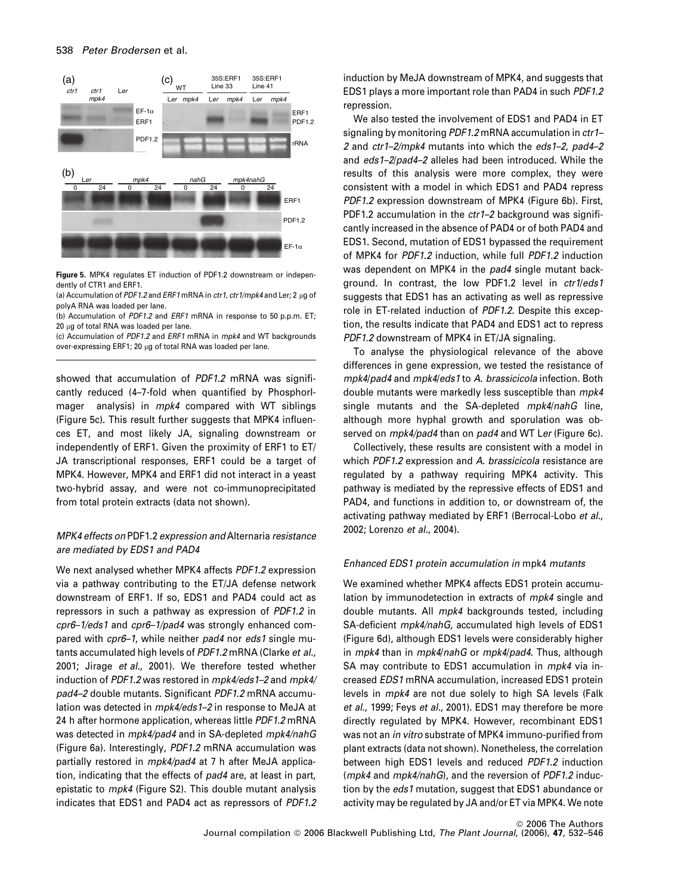**Figure 5.** MPK4 regulates ET induction of PDF1.2 downstream or independently of CTR1 and ERF1.

(a) Accumulation of *PDF1.2* and *ERF1* mRNA in *ctr1*, *ctr1/mpk4* and Ler; 2 μg of polyA RNA was loaded per lane.

(b) Accumulation of *PDF1.2* and *ERF1* mRNA in response to 50 p.p.m. ET; 20 μg of total RNA was loaded per lane.

(c) Accumulation of *PDF1.2* and *ERF1* mRNA in *mpk4* and WT backgrounds over-expressing ERF1; 20 μg of total RNA was loaded per lane.

showed that accumulation of *PDF1.2* mRNA was significantly reduced (4–7-fold when quantified by PhosphorImager analysis) in *mpk4* compared with WT siblings (Figure 5c). This result further suggests that MPK4 influences ET, and most likely JA, signaling downstream or independently of ERF1. Given the proximity of ERF1 to ET/JA transcriptional responses, ERF1 could be a target of MPK4. However, MPK4 and ERF1 did not interact in a yeast two-hybrid assay, and were not co-immunoprecipitated from total protein extracts (data not shown).

### *MPK4 effects on* PDF1.2 *expression and* Alternaria *resistance are mediated by EDS1 and PAD4*

We next analysed whether MPK4 affects *PDF1.2* expression via a pathway contributing to the ET/JA defense network downstream of ERF1. If so, EDS1 and PAD4 could act as repressors in such a pathway as expression of *PDF1.2* in *cpr6–1/eds1* and *cpr6–1/pad4* was strongly enhanced compared with *cpr6–1*, while neither *pad4* nor *eds1* single mutants accumulated high levels of *PDF1.2* mRNA (Clarke *et al.*, 2001; Jirage *et al.*, 2001). We therefore tested whether induction of *PDF1.2* was restored in *mpk4/eds1–2* and *mpk4/pad4–2* double mutants. Significant *PDF1.2* mRNA accumulation was detected in *mpk4/eds1–2* in response to MeJA at 24 h after hormone application, whereas little *PDF1.2* mRNA was detected in *mpk4/pad4* and in SA-depleted *mpk4/nahG* (Figure 6a). Interestingly, *PDF1.2* mRNA accumulation was partially restored in *mpk4/pad4* at 7 h after MeJA application, indicating that the effects of *pad4* are, at least in part, epistatic to *mpk4* (Figure S2). This double mutant analysis indicates that EDS1 and PAD4 act as repressors of *PDF1.2* induction by MeJA downstream of MPK4, and suggests that EDS1 plays a more important role than PAD4 in such *PDF1.2* repression.

We also tested the involvement of EDS1 and PAD4 in ET signaling by monitoring *PDF1.2* mRNA accumulation in *ctr1–2* and *ctr1–2/mpk4* mutants into which the *eds1–2*, *pad4–2* and *eds1–2/pad4–2* alleles had been introduced. While the results of this analysis were more complex, they were consistent with a model in which EDS1 and PAD4 repress *PDF1.2* expression downstream of MPK4 (Figure 6b). First, PDF1.2 accumulation in the *ctr1–2* background was significantly increased in the absence of PAD4 or of both PAD4 and EDS1. Second, mutation of EDS1 bypassed the requirement of MPK4 for *PDF1.2* induction, while full *PDF1.2* induction was dependent on MPK4 in the *pad4* single mutant background. In contrast, the low PDF1.2 level in *ctr1/eds1* suggests that EDS1 has an activating as well as repressive role in ET-related induction of *PDF1.2*. Despite this exception, the results indicate that PAD4 and EDS1 act to repress *PDF1.2* downstream of MPK4 in ET/JA signaling.

To analyse the physiological relevance of the above differences in gene expression, we tested the resistance of *mpk4/pad4* and *mpk4/eds1* to *A. brassicicola* infection. Both double mutants were markedly less susceptible than *mpk4* single mutants and the SA-depleted *mpk4/nahG* line, although more hyphal growth and sporulation was observed on *mpk4/pad4* than on *pad4* and WT L*er* (Figure 6c).

Collectively, these results are consistent with a model in which *PDF1.2* expression and *A. brassicicola* resistance are regulated by a pathway requiring MPK4 activity. This pathway is mediated by the repressive effects of EDS1 and PAD4, and functions in addition to, or downstream of, the activating pathway mediated by ERF1 (Berrocal-Lobo *et al.*, 2002; Lorenzo *et al.*, 2004).

### *Enhanced EDS1 protein accumulation in* mpk4 *mutants*

We examined whether MPK4 affects EDS1 protein accumulation by immunodetection in extracts of *mpk4* single and double mutants. All *mpk4* backgrounds tested, including SA-deficient *mpk4/nahG*, accumulated high levels of EDS1 (Figure 6d), although EDS1 levels were considerably higher in *mpk4* than in *mpk4/nahG* or *mpk4/pad4*. Thus, although SA may contribute to EDS1 accumulation in *mpk4* via increased *EDS1* mRNA accumulation, increased EDS1 protein levels in *mpk4* are not due solely to high SA levels (Falk *et al.*, 1999; Feys *et al.*, 2001). EDS1 may therefore be more directly regulated by MPK4. However, recombinant EDS1 was not an *in vitro* substrate of MPK4 immuno-purified from plant extracts (data not shown). Nonetheless, the correlation between high EDS1 levels and reduced *PDF1.2* induction (*mpk4* and *mpk4/nahG*), and the reversion of *PDF1.2* induction by the *eds1* mutation, suggest that EDS1 abundance or activity may be regulated by JA and/or ET via MPK4. We note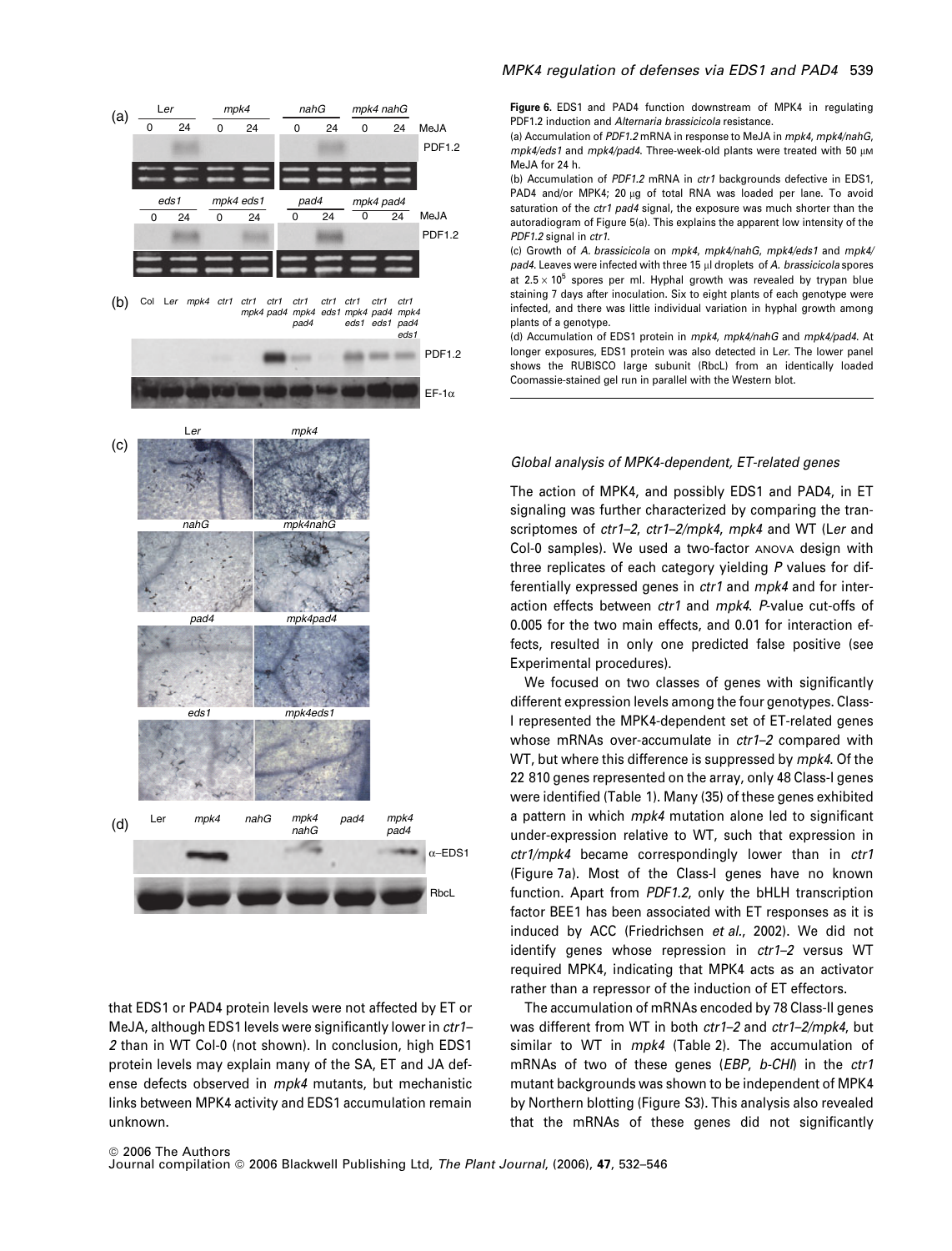**Figure 6.** EDS1 and PAD4 function downstream of MPK4 in regulating PDF1.2 induction and *Alternaria brassicicola* resistance.

(a) Accumulation of *PDF1.2* mRNA in response to MeJA in *mpk4*, *mpk4/nahG*, *mpk4/eds1* and *mpk4/pad4*. Three-week-old plants were treated with 50 μM MeJA for 24 h.

(b) Accumulation of *PDF1.2* mRNA in *ctr1* backgrounds defective in EDS1, PAD4 and/or MPK4; 20 μg of total RNA was loaded per lane. To avoid saturation of the *ctr1 pad4* signal, the exposure was much shorter than the autoradiogram of Figure 5(a). This explains the apparent low intensity of the *PDF1.2* signal in *ctr1*.

(c) Growth of *A. brassicicola* on *mpk4*, *mpk4/nahG*, *mpk4/eds1* and *mpk4/pad4*. Leaves were infected with three 15 μl droplets of *A. brassicicola* spores at $2.5 \times 10^5$ spores per ml. Hyphal growth was revealed by trypan blue staining 7 days after inoculation. Six to eight plants of each genotype were infected, and there was little individual variation in hyphal growth among plants of a genotype.

(d) Accumulation of EDS1 protein in *mpk4*, *mpk4/nahG* and *mpk4/pad4*. At longer exposures, EDS1 protein was also detected in L*er*. The lower panel shows the RUBISCO large subunit (RbcL) from an identically loaded Coomassie-stained gel run in parallel with the Western blot.

that EDS1 or PAD4 protein levels were not affected by ET or MeJA, although EDS1 levels were significantly lower in *ctr1–2* than in WT Col-0 (not shown). In conclusion, high EDS1 protein levels may explain many of the SA, ET and JA defense defects observed in *mpk4* mutants, but mechanistic links between MPK4 activity and EDS1 accumulation remain unknown.

### *Global analysis of MPK4-dependent, ET-related genes*

The action of MPK4, and possibly EDS1 and PAD4, in ET signaling was further characterized by comparing the transcriptomes of *ctr1–2*, *ctr1–2/mpk4*, *mpk4* and WT (L*er* and Col-0 samples). We used a two-factor ANOVA design with three replicates of each category yielding *P* values for differentially expressed genes in *ctr1* and *mpk4* and for interaction effects between *ctr1* and *mpk4*. *P*-value cut-offs of 0.005 for the two main effects, and 0.01 for interaction effects, resulted in only one predicted false positive (see Experimental procedures).

We focused on two classes of genes with significantly different expression levels among the four genotypes. Class-I represented the MPK4-dependent set of ET-related genes whose mRNAs over-accumulate in *ctr1–2* compared with WT, but where this difference is suppressed by *mpk4*. Of the 22 810 genes represented on the array, only 48 Class-I genes were identified (Table 1). Many (35) of these genes exhibited a pattern in which *mpk4* mutation alone led to significant under-expression relative to WT, such that expression in *ctr1/mpk4* became correspondingly lower than in *ctr1* (Figure 7a). Most of the Class-I genes have no known function. Apart from *PDF1.2*, only the bHLH transcription factor BEE1 has been associated with ET responses as it is induced by ACC (Friedrichsen *et al.*, 2002). We did not identify genes whose repression in *ctr1–2* versus WT required MPK4, indicating that MPK4 acts as an activator rather than a repressor of the induction of ET effectors.

The accumulation of mRNAs encoded by 78 Class-II genes was different from WT in both *ctr1–2* and *ctr1–2/mpk4*, but similar to WT in *mpk4* (Table 2). The accumulation of mRNAs of two of these genes (*EBP*, *b-CHI*) in the *ctr1* mutant backgrounds was shown to be independent of MPK4 by Northern blotting (Figure S3). This analysis also revealed that the mRNAs of these genes did not significantly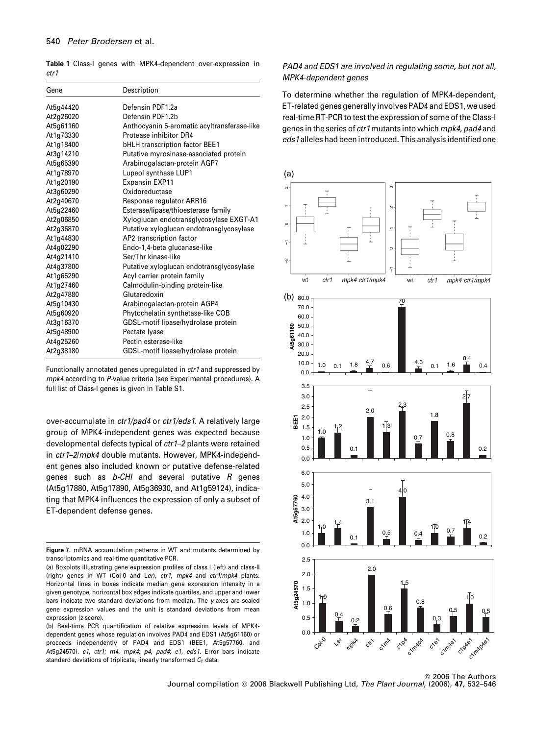**Table 1** Class-I genes with MPK4-dependent over-expression in *ctr1*

| Gene | Description |
|---|---|
| At5g44420 | Defensin PDF1.2a |
| At2g26020 | Defensin PDF1.2b |
| At5g61160 | Anthocyanin 5-aromatic acyltransferase-like |
| At1g73330 | Protease inhibitor DR4 |
| At1g18400 | bHLH transcription factor BEE1 |
| At3g14210 | Putative myrosinase-associated protein |
| At5g65390 | Arabinogalactan-protein AGP7 |
| At1g78970 | Lupeol synthase LUP1 |
| At1g20190 | Expansin EXP11 |
| At3g60290 | Oxidoreductase |
| At2g40670 | Response regulator ARR16 |
| At5g22460 | Esterase/lipase/thioesterase family |
| At2g06850 | Xyloglucan endotransglycosylase EXGT-A1 |
| At2g36870 | Putative xyloglucan endotransglycosylase |
| At1g44830 | AP2 transcription factor |
| At4g02290 | Endo-1,4-beta glucanase-like |
| At4g21410 | Ser/Thr kinase-like |
| At4g37800 | Putative xyloglucan endotransglycosylase |
| At1g65290 | Acyl carrier protein family |
| At1g27460 | Calmodulin-binding protein-like |
| At2g47880 | Glutaredoxin |
| At5g10430 | Arabinogalactan-protein AGP4 |
| At5g60920 | Phytochelatin synthetase-like COB |
| At3g16370 | GDSL-motif lipase/hydrolase protein |
| At5g48900 | Pectate lyase |
| At4g25260 | Pectin esterase-like |
| At2g38180 | GDSL-motif lipase/hydrolase protein |

Functionally annotated genes upregulated in *ctr1* and suppressed by *mpk4* according to *P*-value criteria (see Experimental procedures). A full list of Class-I genes is given in Table S1.

over-accumulate in *ctr1/pad4* or *ctr1/eds1*. A relatively large group of MPK4-independent genes was expected because developmental defects typical of *ctr1–2* plants were retained in *ctr1–2/mpk4* double mutants. However, MPK4-independent genes also included known or putative defense-related genes such as *b-CHI* and several putative *R* genes (At5g17880, At5g17890, At5g36930, and At1g59124), indicating that MPK4 influences the expression of only a subset of ET-dependent defense genes.

### *PAD4 and EDS1 are involved in regulating some, but not all, MPK4-dependent genes*

To determine whether the regulation of MPK4-dependent, ET-related genes generally involves PAD4 and EDS1, we used real-time RT-PCR to test the expression of some of the Class-I genes in the series of *ctr1* mutants into which *mpk4*, *pad4* and *eds1* alleles had been introduced. This analysis identified one

**Figure 7.** mRNA accumulation patterns in WT and mutants determined by transcriptomics and real-time quantitative PCR.

(a) Boxplots illustrating gene expression profiles of class I (left) and class-II (right) genes in WT (Col-0 and L*er*), *ctr1*, *mpk4* and *ctr1/mpk4* plants. Horizontal lines in boxes indicate median gene expression intensity in a given genotype, horizontal box edges indicate quartiles, and upper and lower bars indicate two standard deviations from median. The *y*-axes are scaled gene expression values and the unit is standard deviations from mean expression (*z*-score).

(b) Real-time PCR quantification of relative expression levels of MPK4-dependent genes whose regulation involves PAD4 and EDS1 (At5g61160) or proceeds independently of PAD4 and EDS1 (BEE1, At5g57760, and At5g24570). *c1*, *ctr1*; *m4*, *mpk4*; *p4*, *pad4*; *e1*, *eds1*. Error bars indicate standard deviations of triplicate, linearly transformed $C_T$ data.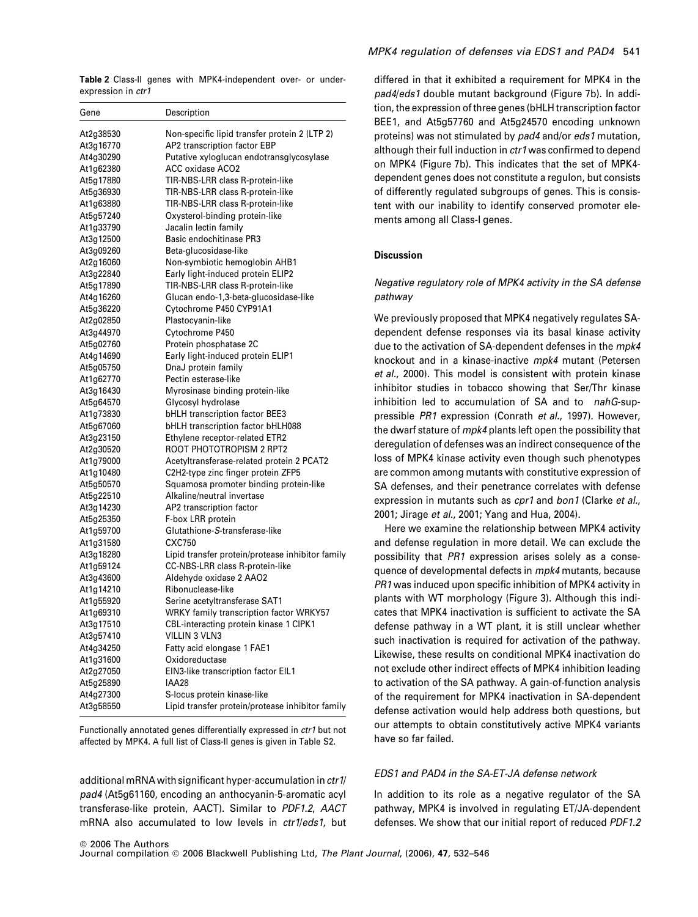**Table 2** Class-II genes with MPK4-independent over- or under-expression in *ctr1*

| Gene | Description |
| --- | --- |
| At2g38530 | Non-specific lipid transfer protein 2 (LTP 2) |
| At3g16770 | AP2 transcription factor EBP |
| At4g30290 | Putative xyloglucan endotransglycosylase |
| At1g62380 | ACC oxidase ACO2 |
| At5g17880 | TIR-NBS-LRR class R-protein-like |
| At5g36930 | TIR-NBS-LRR class R-protein-like |
| At1g63880 | TIR-NBS-LRR class R-protein-like |
| At5g57240 | Oxysterol-binding protein-like |
| At1g33790 | Jacalin lectin family |
| At3g12500 | Basic endochitinase PR3 |
| At3g09260 | Beta-glucosidase-like |
| At2g16060 | Non-symbiotic hemoglobin AHB1 |
| At3g22840 | Early light-induced protein ELIP2 |
| At5g17890 | TIR-NBS-LRR class R-protein-like |
| At4g16260 | Glucan endo-1,3-beta-glucosidase-like |
| At5g36220 | Cytochrome P450 CYP91A1 |
| At2g02850 | Plastocyanin-like |
| At3g44970 | Cytochrome P450 |
| At5g02760 | Protein phosphatase 2C |
| At4g14690 | Early light-induced protein ELIP1 |
| At5g05750 | DnaJ protein family |
| At1g62770 | Pectin esterase-like |
| At3g16430 | Myrosinase binding protein-like |
| At5g64570 | Glycosyl hydrolase |
| At1g73830 | bHLH transcription factor BEE3 |
| At5g67060 | bHLH transcription factor bHLH088 |
| At3g23150 | Ethylene receptor-related ETR2 |
| At2g30520 | ROOT PHOTOTROPISM 2 RPT2 |
| At1g79000 | Acetyltransferase-related protein 2 PCAT2 |
| At1g10480 | C2H2-type zinc finger protein ZFP5 |
| At5g50570 | Squamosa promoter binding protein-like |
| At5g22510 | Alkaline/neutral invertase |
| At3g14230 | AP2 transcription factor |
| At5g25350 | F-box LRR protein |
| At1g59700 | Glutathione-*S*-transferase-like |
| At1g31580 | CXC750 |
| At3g18280 | Lipid transfer protein/protease inhibitor family |
| At1g59124 | CC-NBS-LRR class R-protein-like |
| At3g43600 | Aldehyde oxidase 2 AAO2 |
| At1g14210 | Ribonuclease-like |
| At1g55920 | Serine acetyltransferase SAT1 |
| At1g69310 | WRKY family transcription factor WRKY57 |
| At3g17510 | CBL-interacting protein kinase 1 CIPK1 |
| At3g57410 | VILLIN 3 VLN3 |
| At4g34250 | Fatty acid elongase 1 FAE1 |
| At1g31600 | Oxidoreductase |
| At2g27050 | EIN3-like transcription factor EIL1 |
| At5g25890 | IAA28 |
| At4g27300 | S-locus protein kinase-like |
| At3g58550 | Lipid transfer protein/protease inhibitor family |

Functionally annotated genes differentially expressed in *ctr1* but not affected by MPK4. A full list of Class-II genes is given in Table S2.

additional mRNA with significant hyper-accumulation in *ctr1*/*pad4* (At5g61160, encoding an anthocyanin-5-aromatic acyl transferase-like protein, AACT). Similar to *PDF1.2*, *AACT* mRNA also accumulated to low levels in *ctr1*/*eds1*, but differed in that it exhibited a requirement for MPK4 in the *pad4*/*eds1* double mutant background (Figure 7b). In addition, the expression of three genes (bHLH transcription factor BEE1, and At5g57760 and At5g24570 encoding unknown proteins) was not stimulated by *pad4* and/or *eds1* mutation, although their full induction in *ctr1* was confirmed to depend on MPK4 (Figure 7b). This indicates that the set of MPK4-dependent genes does not constitute a regulon, but consists of differently regulated subgroups of genes. This is consistent with our inability to identify conserved promoter elements among all Class-I genes.

## Discussion

### *Negative regulatory role of MPK4 activity in the SA defense pathway*

We previously proposed that MPK4 negatively regulates SA-dependent defense responses via its basal kinase activity due to the activation of SA-dependent defenses in the *mpk4* knockout and in a kinase-inactive *mpk4* mutant (Petersen *et al.*, 2000). This model is consistent with protein kinase inhibitor studies in tobacco showing that Ser/Thr kinase inhibition led to accumulation of SA and to *nahG*-suppressible *PR1* expression (Conrath *et al.*, 1997). However, the dwarf stature of *mpk4* plants left open the possibility that deregulation of defenses was an indirect consequence of the loss of MPK4 kinase activity even though such phenotypes are common among mutants with constitutive expression of SA defenses, and their penetrance correlates with defense expression in mutants such as *cpr1* and *bon1* (Clarke *et al.*, 2001; Jirage *et al.*, 2001; Yang and Hua, 2004).

Here we examine the relationship between MPK4 activity and defense regulation in more detail. We can exclude the possibility that *PR1* expression arises solely as a consequence of developmental defects in *mpk4* mutants, because *PR1* was induced upon specific inhibition of MPK4 activity in plants with WT morphology (Figure 3). Although this indicates that MPK4 inactivation is sufficient to activate the SA defense pathway in a WT plant, it is still unclear whether such inactivation is required for activation of the pathway. Likewise, these results on conditional MPK4 inactivation do not exclude other indirect effects of MPK4 inhibition leading to activation of the SA pathway. A gain-of-function analysis of the requirement for MPK4 inactivation in SA-dependent defense activation would help address both questions, but our attempts to obtain constitutively active MPK4 variants have so far failed.

### *EDS1 and PAD4 in the SA-ET-JA defense network*

In addition to its role as a negative regulator of the SA pathway, MPK4 is involved in regulating ET/JA-dependent defenses. We show that our initial report of reduced *PDF1.2*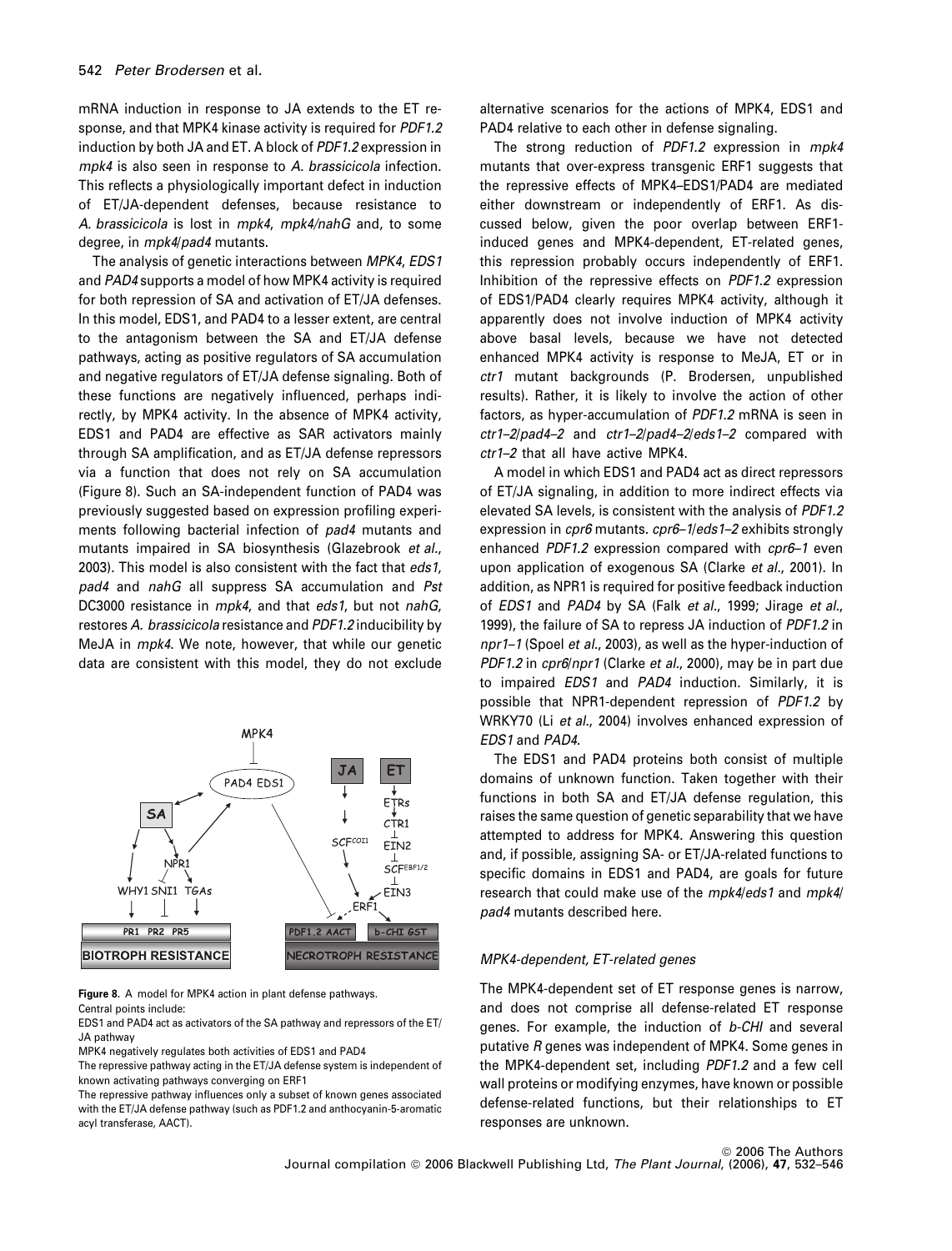mRNA induction in response to JA extends to the ET response, and that MPK4 kinase activity is required for *PDF1.2* induction by both JA and ET. A block of *PDF1.2* expression in *mpk4* is also seen in response to *A. brassicicola* infection. This reflects a physiologically important defect in induction of ET/JA-dependent defenses, because resistance to *A. brassicicola* is lost in *mpk4*, *mpk4/nahG* and, to some degree, in *mpk4/pad4* mutants.

The analysis of genetic interactions between *MPK4*, *EDS1* and *PAD4* supports a model of how MPK4 activity is required for both repression of SA and activation of ET/JA defenses. In this model, EDS1, and PAD4 to a lesser extent, are central to the antagonism between the SA and ET/JA defense pathways, acting as positive regulators of SA accumulation and negative regulators of ET/JA defense signaling. Both of these functions are negatively influenced, perhaps indirectly, by MPK4 activity. In the absence of MPK4 activity, EDS1 and PAD4 are effective as SAR activators mainly through SA amplification, and as ET/JA defense repressors via a function that does not rely on SA accumulation (Figure 8). Such an SA-independent function of PAD4 was previously suggested based on expression profiling experiments following bacterial infection of *pad4* mutants and mutants impaired in SA biosynthesis (Glazebrook *et al.*, 2003). This model is also consistent with the fact that *eds1*, *pad4* and *nahG* all suppress SA accumulation and *Pst* DC3000 resistance in *mpk4*, and that *eds1*, but not *nahG*, restores *A. brassicicola* resistance and *PDF1.2* inducibility by MeJA in *mpk4*. We note, however, that while our genetic data are consistent with this model, they do not exclude alternative scenarios for the actions of MPK4, EDS1 and PAD4 relative to each other in defense signaling.

**Figure 8.** A model for MPK4 action in plant defense pathways.
Central points include:
EDS1 and PAD4 act as activators of the SA pathway and repressors of the ET/JA pathway
MPK4 negatively regulates both activities of EDS1 and PAD4
The repressive pathway acting in the ET/JA defense system is independent of known activating pathways converging on ERF1
The repressive pathway influences only a subset of known genes associated with the ET/JA defense pathway (such as PDF1.2 and anthocyanin-5-aromatic acyl transferase, AACT).

The strong reduction of *PDF1.2* expression in *mpk4* mutants that over-express transgenic ERF1 suggests that the repressive effects of MPK4–EDS1/PAD4 are mediated either downstream or independently of ERF1. As discussed below, given the poor overlap between ERF1-induced genes and MPK4-dependent, ET-related genes, this repression probably occurs independently of ERF1. Inhibition of the repressive effects on *PDF1.2* expression of EDS1/PAD4 clearly requires MPK4 activity, although it apparently does not involve induction of MPK4 activity above basal levels, because we have not detected enhanced MPK4 activity is response to MeJA, ET or in *ctr1* mutant backgrounds (P. Brodersen, unpublished results). Rather, it is likely to involve the action of other factors, as hyper-accumulation of *PDF1.2* mRNA is seen in *ctr1–2/pad4–2* and *ctr1–2/pad4–2/eds1–2* compared with *ctr1–2* that all have active MPK4.

A model in which EDS1 and PAD4 act as direct repressors of ET/JA signaling, in addition to more indirect effects via elevated SA levels, is consistent with the analysis of *PDF1.2* expression in *cpr6* mutants. *cpr6–1/eds1–2* exhibits strongly enhanced *PDF1.2* expression compared with *cpr6–1* even upon application of exogenous SA (Clarke *et al.*, 2001). In addition, as NPR1 is required for positive feedback induction of *EDS1* and *PAD4* by SA (Falk *et al.*, 1999; Jirage *et al.*, 1999), the failure of SA to repress JA induction of *PDF1.2* in *npr1–1* (Spoel *et al.*, 2003), as well as the hyper-induction of *PDF1.2* in *cpr6/npr1* (Clarke *et al.*, 2000), may be in part due to impaired *EDS1* and *PAD4* induction. Similarly, it is possible that NPR1-dependent repression of *PDF1.2* by WRKY70 (Li *et al.*, 2004) involves enhanced expression of *EDS1* and *PAD4*.

The EDS1 and PAD4 proteins both consist of multiple domains of unknown function. Taken together with their functions in both SA and ET/JA defense regulation, this raises the same question of genetic separability that we have attempted to address for MPK4. Answering this question and, if possible, assigning SA- or ET/JA-related functions to specific domains in EDS1 and PAD4, are goals for future research that could make use of the *mpk4/eds1* and *mpk4/pad4* mutants described here.

### *MPK4-dependent, ET-related genes*

The MPK4-dependent set of ET response genes is narrow, and does not comprise all defense-related ET response genes. For example, the induction of *b-CHI* and several putative *R* genes was independent of MPK4. Some genes in the MPK4-dependent set, including *PDF1.2* and a few cell wall proteins or modifying enzymes, have known or possible defense-related functions, but their relationships to ET responses are unknown.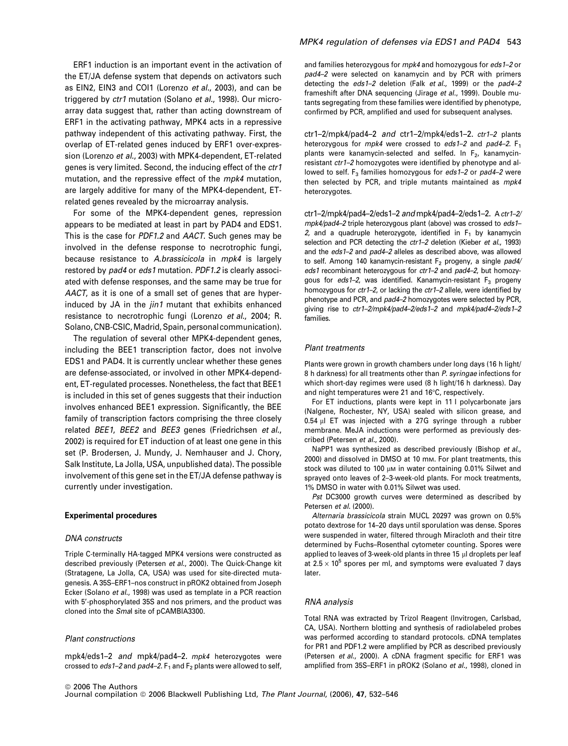ERF1 induction is an important event in the activation of the ET/JA defense system that depends on activators such as EIN2, EIN3 and COI1 (Lorenzo *et al.*, 2003), and can be triggered by *ctr1* mutation (Solano *et al.*, 1998). Our microarray data suggest that, rather than acting downstream of ERF1 in the activating pathway, MPK4 acts in a repressive pathway independent of this activating pathway. First, the overlap of ET-related genes induced by ERF1 over-expression (Lorenzo *et al.*, 2003) with MPK4-dependent, ET-related genes is very limited. Second, the inducing effect of the *ctr1* mutation, and the repressive effect of the *mpk4* mutation, are largely additive for many of the MPK4-dependent, ET-related genes revealed by the microarray analysis.

For some of the MPK4-dependent genes, repression appears to be mediated at least in part by PAD4 and EDS1. This is the case for *PDF1.2* and *AACT*. Such genes may be involved in the defense response to necrotrophic fungi, because resistance to *A.brassicicola* in *mpk4* is largely restored by *pad4* or *eds1* mutation. *PDF1.2* is clearly associated with defense responses, and the same may be true for *AACT*, as it is one of a small set of genes that are hyper-induced by JA in the *jin1* mutant that exhibits enhanced resistance to necrotrophic fungi (Lorenzo *et al.*, 2004; R. Solano, CNB-CSIC, Madrid, Spain, personal communication).

The regulation of several other MPK4-dependent genes, including the BEE1 transcription factor, does not involve EDS1 and PAD4. It is currently unclear whether these genes are defense-associated, or involved in other MPK4-dependent, ET-regulated processes. Nonetheless, the fact that BEE1 is included in this set of genes suggests that their induction involves enhanced BEE1 expression. Significantly, the BEE family of transcription factors comprising the three closely related *BEE1*, *BEE2* and *BEE3* genes (Friedrichsen *et al.*, 2002) is required for ET induction of at least one gene in this set (P. Brodersen, J. Mundy, J. Nemhauser and J. Chory, Salk Institute, La Jolla, USA, unpublished data). The possible involvement of this gene set in the ET/JA defense pathway is currently under investigation.

## Experimental procedures

### DNA constructs

Triple C-terminally HA-tagged MPK4 versions were constructed as described previously (Petersen *et al.*, 2000). The Quick-Change kit (Stratagene, La Jolla, CA, USA) was used for site-directed mutagenesis. A 35S–ERF1–nos construct in pROK2 obtained from Joseph Ecker (Solano *et al.*, 1998) was used as template in a PCR reaction with 5′-phosphorylated 35S and nos primers, and the product was cloned into the *Sma*I site of pCAMBIA3300.

### Plant constructions

mpk4/eds1–2 *and* mpk4/pad4–2. *mpk4* heterozygotes were crossed to *eds1–2* and *pad4–2*. $F_1$ and $F_2$ plants were allowed to self, and families heterozygous for *mpk4* and homozygous for *eds1–2* or *pad4–2* were selected on kanamycin and by PCR with primers detecting the *eds1–2* deletion (Falk *et al.*, 1999) or the *pad4–2* frameshift after DNA sequencing (Jirage *et al.*, 1999). Double mutants segregating from these families were identified by phenotype, confirmed by PCR, amplified and used for subsequent analyses.

ctr1–2/mpk4/pad4–2 *and* ctr1–2/mpk4/eds1–2. *ctr1–2* plants heterozygous for *mpk4* were crossed to *eds1–2* and *pad4–2*. $F_1$ plants were kanamycin-selected and selfed. In $F_2$, kanamycin-resistant *ctr1–2* homozygotes were identified by phenotype and allowed to self. $F_3$ families homozygous for *eds1–2* or *pad4–2* were then selected by PCR, and triple mutants maintained as *mpk4* heterozygotes.

ctr1–2/mpk4/pad4–2/eds1–2 *and* mpk4/pad4–2/eds1–2. A *ctr1–2/mpk4/pad4–2* triple heterozygous plant (above) was crossed to *eds1–2*, and a quadruple heterozygote, identified in $F_1$ by kanamycin selection and PCR detecting the *ctr1–2* deletion (Kieber *et al.*, 1993) and the *eds1–2* and *pad4–2* alleles as described above, was allowed to self. Among 140 kanamycin-resistant $F_2$ progeny, a single *pad4/eds1* recombinant heterozygous for *ctr1–2* and *pad4–2*, but homozygous for *eds1–2*, was identified. Kanamycin-resistant $F_3$ progeny homozygous for *ctr1–2*, or lacking the *ctr1–2* allele, were identified by phenotype and PCR, and *pad4–2* homozygotes were selected by PCR, giving rise to *ctr1–2/mpk4/pad4–2/eds1–2* and *mpk4/pad4–2/eds1–2* families.

### Plant treatments

Plants were grown in growth chambers under long days (16 h light/8 h darkness) for all treatments other than *P. syringae* infections for which short-day regimes were used (8 h light/16 h darkness). Day and night temperatures were 21 and 16°C, respectively.

For ET inductions, plants were kept in 11 l polycarbonate jars (Nalgene, Rochester, NY, USA) sealed with silicon grease, and 0.54 μl ET was injected with a 27G syringe through a rubber membrane. MeJA inductions were performed as previously described (Petersen *et al.*, 2000).

NaPP1 was synthesized as described previously (Bishop *et al.*, 2000) and dissolved in DMSO at 10 mm. For plant treatments, this stock was diluted to 100 μm in water containing 0.01% Silwet and sprayed onto leaves of 2–3-week-old plants. For mock treatments, 1% DMSO in water with 0.01% Silwet was used.

*Pst* DC3000 growth curves were determined as described by Petersen *et al.* (2000).

*Alternaria brassicicola* strain MUCL 20297 was grown on 0.5% potato dextrose for 14–20 days until sporulation was dense. Spores were suspended in water, filtered through Miracloth and their titre determined by Fuchs–Rosenthal cytometer counting. Spores were applied to leaves of 3-week-old plants in three 15 μl droplets per leaf at $2.5 \times 10^5$ spores per ml, and symptoms were evaluated 7 days later.

### RNA analysis

Total RNA was extracted by Trizol Reagent (Invitrogen, Carlsbad, CA, USA). Northern blotting and synthesis of radiolabeled probes was performed according to standard protocols. cDNA templates for PR1 and PDF1.2 were amplified by PCR as described previously (Petersen *et al.*, 2000). A cDNA fragment specific for ERF1 was amplified from 35S–ERF1 in pROK2 (Solano *et al.*, 1998), cloned in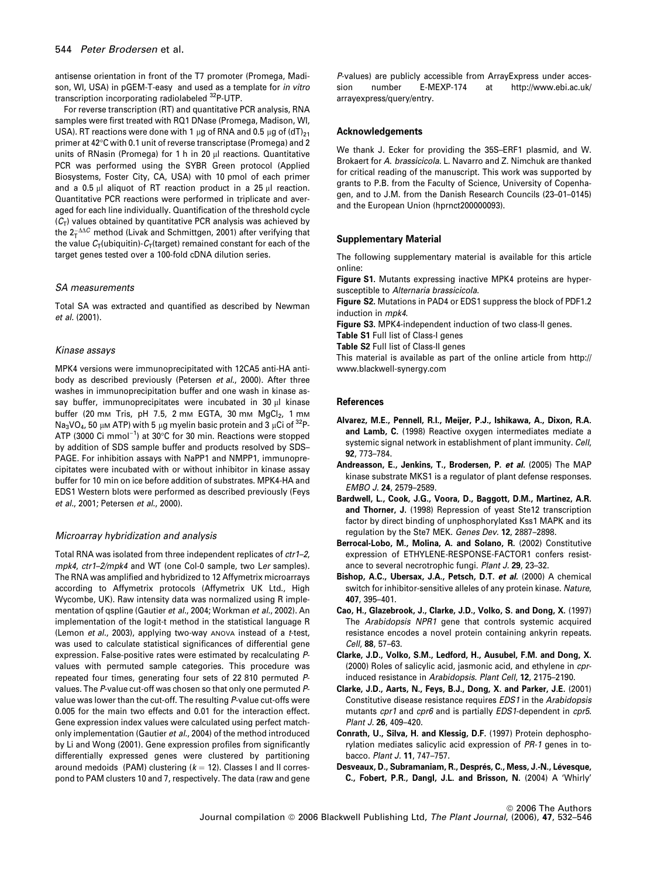antisense orientation in front of the T7 promoter (Promega, Madison, WI, USA) in pGEM-T-easy and used as a template for *in vitro* transcription incorporating radiolabeled $^{32}$P-UTP.

For reverse transcription (RT) and quantitative PCR analysis, RNA samples were first treated with RQ1 DNase (Promega, Madison, WI, USA). RT reactions were done with 1 μg of RNA and 0.5 μg of $(dT)_{21}$ primer at 42°C with 0.1 unit of reverse transcriptase (Promega) and 2 units of RNasin (Promega) for 1 h in 20 μl reactions. Quantitative PCR was performed using the SYBR Green protocol (Applied Biosystems, Foster City, CA, USA) with 10 pmol of each primer and a 0.5 μl aliquot of RT reaction product in a 25 μl reaction. Quantitative PCR reactions were performed in triplicate and averaged for each line individually. Quantification of the threshold cycle ($C_T$) values obtained by quantitative PCR analysis was achieved by the $2_T^{-\Delta\Delta C}$ method (Livak and Schmittgen, 2001) after verifying that the value $C_T$(ubiquitin)-$C_T$(target) remained constant for each of the target genes tested over a 100-fold cDNA dilution series.

### SA measurements

Total SA was extracted and quantified as described by Newman *et al.* (2001).

### Kinase assays

MPK4 versions were immunoprecipitated with 12CA5 anti-HA antibody as described previously (Petersen *et al.*, 2000). After three washes in immunoprecipitation buffer and one wash in kinase assay buffer, immunoprecipitates were incubated in 30 μl kinase buffer (20 mM Tris, pH 7.5, 2 mM EGTA, 30 mM $MgCl_2$, 1 mM $Na_3VO_4$, 50 μM ATP) with 5 μg myelin basic protein and 3 μCi of $^{32}$P-ATP (3000 Ci mmol$^{-1}$) at 30°C for 30 min. Reactions were stopped by addition of SDS sample buffer and products resolved by SDS–PAGE. For inhibition assays with NaPP1 and NMPP1, immunoprecipitates were incubated with or without inhibitor in kinase assay buffer for 10 min on ice before addition of substrates. MPK4-HA and EDS1 Western blots were performed as described previously (Feys *et al.*, 2001; Petersen *et al.*, 2000).

### Microarray hybridization and analysis

Total RNA was isolated from three independent replicates of *ctr1–2*, *mpk4*, *ctr1–2/mpk4* and WT (one Col-0 sample, two Ler samples). The RNA was amplified and hybridized to 12 Affymetrix microarrays according to Affymetrix protocols (Affymetrix UK Ltd., High Wycombe, UK). Raw intensity data was normalized using R implementation of qspline (Gautier *et al.*, 2004; Workman *et al.*, 2002). An implementation of the logit-t method in the statistical language R (Lemon *et al.*, 2003), applying two-way ANOVA instead of a *t*-test, was used to calculate statistical significances of differential gene expression. False-positive rates were estimated by recalculating *P*-values with permuted sample categories. This procedure was repeated four times, generating four sets of 22 810 permuted *P*-values. The *P*-value cut-off was chosen so that only one permuted *P*-value was lower than the cut-off. The resulting *P*-value cut-offs were 0.005 for the main two effects and 0.01 for the interaction effect. Gene expression index values were calculated using perfect match-only implementation (Gautier *et al.*, 2004) of the method introduced by Li and Wong (2001). Gene expression profiles from significantly differentially expressed genes were clustered by partitioning around medoids (PAM) clustering ($k = 12$). Classes I and II correspond to PAM clusters 10 and 7, respectively. The data (raw and gene *P*-values) are publicly accessible from ArrayExpress under accession number E-MEXP-174 at http://www.ebi.ac.uk/arrayexpress/query/entry.

## Acknowledgements

We thank J. Ecker for providing the 35S–ERF1 plasmid, and W. Brokaert for *A. brassicicola*. L. Navarro and Z. Nimchuk are thanked for critical reading of the manuscript. This work was supported by grants to P.B. from the Faculty of Science, University of Copenhagen, and to J.M. from the Danish Research Councils (23–01–0145) and the European Union (hprnct200000093).

## Supplementary Material

The following supplementary material is available for this article online:

**Figure S1.** Mutants expressing inactive MPK4 proteins are hypersusceptible to *Alternaria brassicicola*.

**Figure S2.** Mutations in PAD4 or EDS1 suppress the block of PDF1.2 induction in *mpk4*.

**Figure S3.** MPK4-independent induction of two class-II genes.

**Table S1** Full list of Class-I genes

**Table S2** Full list of Class-II genes

This material is available as part of the online article from http://www.blackwell-synergy.com

## References

**Alvarez, M.E., Pennell, R.I., Meijer, P.J., Ishikawa, A., Dixon, R.A. and Lamb, C.** (1998) Reactive oxygen intermediates mediate a systemic signal network in establishment of plant immunity. *Cell*, **92**, 773–784.

**Andreasson, E., Jenkins, T., Brodersen, P. *et al.*** (2005) The MAP kinase substrate MKS1 is a regulator of plant defense responses. *EMBO J.* **24**, 2579–2589.

**Bardwell, L., Cook, J.G., Voora, D., Baggott, D.M., Martinez, A.R. and Thorner, J.** (1998) Repression of yeast Ste12 transcription factor by direct binding of unphosphorylated Kss1 MAPK and its regulation by the Ste7 MEK. *Genes Dev.* **12**, 2887–2898.

**Berrocal-Lobo, M., Molina, A. and Solano, R.** (2002) Constitutive expression of ETHYLENE-RESPONSE-FACTOR1 confers resistance to several necrotrophic fungi. *Plant J.* **29**, 23–32.

**Bishop, A.C., Ubersax, J.A., Petsch, D.T. *et al.*** (2000) A chemical switch for inhibitor-sensitive alleles of any protein kinase. *Nature*, **407**, 395–401.

**Cao, H., Glazebrook, J., Clarke, J.D., Volko, S. and Dong, X.** (1997) The *Arabidopsis NPR1* gene that controls systemic acquired resistance encodes a novel protein containing ankyrin repeats. *Cell*, **88**, 57–63.

**Clarke, J.D., Volko, S.M., Ledford, H., Ausubel, F.M. and Dong, X.** (2000) Roles of salicylic acid, jasmonic acid, and ethylene in *cpr*-induced resistance in *Arabidopsis*. *Plant Cell*, **12**, 2175–2190.

**Clarke, J.D., Aarts, N., Feys, B.J., Dong, X. and Parker, J.E.** (2001) Constitutive disease resistance requires *EDS1* in the *Arabidopsis* mutants *cpr1* and *cpr6* and is partially *EDS1*-dependent in *cpr5*. *Plant J.* **26**, 409–420.

**Conrath, U., Silva, H. and Klessig, D.F.** (1997) Protein dephosphorylation mediates salicylic acid expression of *PR-1* genes in tobacco. *Plant J.* **11**, 747–757.

**Desveaux, D., Subramaniam, R., Després, C., Mess, J.-N., Lévesque, C., Fobert, P.R., Dangl, J.L. and Brisson, N.** (2004) A 'Whirly'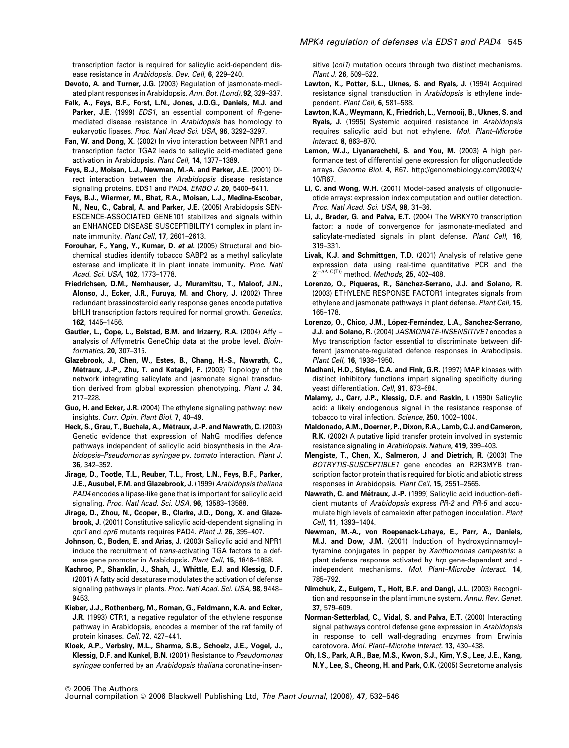transcription factor is required for salicylic acid-dependent disease resistance in *Arabidopsis*. *Dev. Cell*, **6**, 229–240.

**Devoto, A. and Turner, J.G.** (2003) Regulation of jasmonate-mediated plant responses in Arabidopsis. *Ann. Bot. (Lond)*, **92**, 329–337.

**Falk, A., Feys, B.F., Forst, L.N., Jones, J.D.G., Daniels, M.J. and Parker, J.E.** (1999) *EDS1*, an essential component of *R*-gene-mediated disease resistance in *Arabidopsis* has homology to eukaryotic lipases. *Proc. Natl Acad Sci. USA*, **96**, 3292–3297.

**Fan, W. and Dong, X.** (2002) In vivo interaction between NPR1 and transcription factor TGA2 leads to salicylic acid-mediated gene activation in Arabidopsis. *Plant Cell*, **14**, 1377–1389.

**Feys, B.J., Moisan, L.J., Newman, M.-A. and Parker, J.E.** (2001) Direct interaction between the *Arabidopsis* disease resistance signaling proteins, EDS1 and PAD4. *EMBO J.* **20**, 5400–5411.

**Feys, B.J., Wiermer, M., Bhat, R.A., Moisan, L.J., Medina-Escobar, N., Neu, C., Cabral, A. and Parker, J.E.** (2005) Arabidopsis SENESCENCE-ASSOCIATED GENE101 stabilizes and signals within an ENHANCED DISEASE SUSCEPTIBILITY1 complex in plant innate immunity. *Plant Cell*, **17**, 2601–2613.

**Forouhar, F., Yang, Y., Kumar, D. *et al.*** (2005) Structural and biochemical studies identify tobacco SABP2 as a methyl salicylate esterase and implicate it in plant innate immunity. *Proc. Natl Acad. Sci. USA*, **102**, 1773–1778.

**Friedrichsen, D.M., Nemhauser, J., Muramitsu, T., Maloof, J.N., Alonso, J., Ecker, J.R., Furuya, M. and Chory, J.** (2002) Three redundant brassinosteroid early response genes encode putative bHLH transcription factors required for normal growth. *Genetics*, **162**, 1445–1456.

**Gautier, L., Cope, L., Bolstad, B.M. and Irizarry, R.A.** (2004) Affy – analysis of Affymetrix GeneChip data at the probe level. *Bioinformatics*, **20**, 307–315.

**Glazebrook, J., Chen, W., Estes, B., Chang, H.-S., Nawrath, C., Métraux, J.-P., Zhu, T. and Katagiri, F.** (2003) Topology of the network integrating salicylate and jasmonate signal transduction derived from global expression phenotyping. *Plant J.* **34**, 217–228.

**Guo, H. and Ecker, J.R.** (2004) The ethylene signaling pathway: new insights. *Curr. Opin. Plant Biol.* **7**, 40–49.

**Heck, S., Grau, T., Buchala, A., Métraux, J.-P. and Nawrath, C.** (2003) Genetic evidence that expression of NahG modifies defence pathways independent of salicylic acid biosynthesis in the *Arabidopsis–Pseudomonas syringae* pv. *tomato* interaction. *Plant J.* **36**, 342–352.

**Jirage, D., Tootle, T.L., Reuber, T.L., Frost, L.N., Feys, B.F., Parker, J.E., Ausubel, F.M. and Glazebrook, J.** (1999) *Arabidopsis thaliana PAD4* encodes a lipase-like gene that is important for salicylic acid signaling. *Proc. Natl Acad. Sci. USA*, **96**, 13583–13588.

**Jirage, D., Zhou, N., Cooper, B., Clarke, J.D., Dong, X. and Glazebrook, J.** (2001) Constitutive salicylic acid-dependent signaling in *cpr1* and *cpr6* mutants requires PAD4. *Plant J.* **26**, 395–407.

**Johnson, C., Boden, E. and Arias, J.** (2003) Salicylic acid and NPR1 induce the recruitment of *trans*-activating TGA factors to a defense gene promoter in Arabidopsis. *Plant Cell*, **15**, 1846–1858.

**Kachroo, P., Shanklin, J., Shah, J., Whittle, E.J. and Klessig, D.F.** (2001) A fatty acid desaturase modulates the activation of defense signaling pathways in plants. *Proc. Natl Acad. Sci. USA*, **98**, 9448–9453.

**Kieber, J.J., Rothenberg, M., Roman, G., Feldmann, K.A. and Ecker, J.R.** (1993) CTR1, a negative regulator of the ethylene response pathway in Arabidopsis, encodes a member of the raf family of protein kinases. *Cell*, **72**, 427–441.

**Kloek, A.P., Verbsky, M.L., Sharma, S.B., Schoelz, J.E., Vogel, J., Klessig, D.F. and Kunkel, B.N.** (2001) Resistance to *Pseudomonas syringae* conferred by an *Arabidopsis thaliana* coronatine-insensitive (*coi1*) mutation occurs through two distinct mechanisms. *Plant J.* **26**, 509–522.

**Lawton, K., Potter, S.L., Uknes, S. and Ryals, J.** (1994) Acquired resistance signal transduction in *Arabidopsis* is ethylene independent. *Plant Cell*, **6**, 581–588.

**Lawton, K.A., Weymann, K., Friedrich, L., Vernooij, B., Uknes, S. and Ryals, J.** (1995) Systemic acquired resistance in *Arabidopsis* requires salicylic acid but not ethylene. *Mol. Plant–Microbe Interact.* **8**, 863–870.

**Lemon, W.J., Liyanarachchi, S. and You, M.** (2003) A high performance test of differential gene expression for oligonucleotide arrays. *Genome Biol.* **4**, R67. http://genomebiology.com/2003/4/10/R67.

**Li, C. and Wong, W.H.** (2001) Model-based analysis of oligonucleotide arrays: expression index computation and outlier detection. *Proc. Natl Acad. Sci. USA*, **98**, 31–36.

**Li, J., Brader, G. and Palva, E.T.** (2004) The WRKY70 transcription factor: a node of convergence for jasmonate-mediated and salicylate-mediated signals in plant defense. *Plant Cell*, **16**, 319–331.

**Livak, K.J. and Schmittgen, T.D.** (2001) Analysis of relative gene expression data using real-time quantitative PCR and the $2^{(-\Delta\Delta\ C(T))}$ method. *Methods*, **25**, 402–408.

**Lorenzo, O., Piqueras, R., Sánchez-Serrano, J.J. and Solano, R.** (2003) ETHYLENE RESPONSE FACTOR1 integrates signals from ethylene and jasmonate pathways in plant defense. *Plant Cell*, **15**, 165–178.

**Lorenzo, O., Chico, J.M., López-Fernández, L.A., Sanchez-Serrano, J.J. and Solano, R.** (2004) *JASMONATE-INSENSITIVE1* encodes a Myc transcription factor essential to discriminate between different jasmonate-regulated defence responses in Arabodipsis. *Plant Cell*, **16**, 1938–1950.

**Madhani, H.D., Styles, C.A. and Fink, G.R.** (1997) MAP kinases with distinct inhibitory functions impart signaling specificity during yeast differentiation. *Cell*, **91**, 673–684.

**Malamy, J., Carr, J.P., Klessig, D.F. and Raskin, I.** (1990) Salicylic acid: a likely endogenous signal in the resistance response of tobacco to viral infection. *Science*, **250**, 1002–1004.

**Maldonado, A.M., Doerner, P., Dixon, R.A., Lamb, C.J. and Cameron, R.K.** (2002) A putative lipid transfer protein involved in systemic resistance signaling in *Arabidopsis*. *Nature*, **419**, 399–403.

**Mengiste, T., Chen, X., Salmeron, J. and Dietrich, R.** (2003) The *BOTRYTIS-SUSCEPTIBLE1* gene encodes an R2R3MYB transcription factor protein that is required for biotic and abiotic stress responses in Arabidopsis. *Plant Cell*, **15**, 2551–2565.

**Nawrath, C. and Métraux, J.-P.** (1999) Salicylic acid induction-deficient mutants of *Arabidopsis* express *PR-2* and *PR-5* and accumulate high levels of camalexin after pathogen inoculation. *Plant Cell*, **11**, 1393–1404.

**Newman, M.-A., von Roepenack-Lahaye, E., Parr, A., Daniels, M.J. and Dow, J.M.** (2001) Induction of hydroxycinnamoyl–tyramine conjugates in pepper by *Xanthomonas campestris*: a plant defense response activated by *hrp* gene-dependent and -independent mechanisms. *Mol. Plant–Microbe Interact.* **14**, 785–792.

**Nimchuk, Z., Eulgem, T., Holt, B.F. and Dangl, J.L.** (2003) Recognition and response in the plant immune system. *Annu. Rev. Genet.* **37**, 579–609.

**Norman-Setterblad, C., Vidal, S. and Palva, E.T.** (2000) Interacting signal pathways control defense gene expression in *Arabidopsis* in response to cell wall-degrading enzymes from Erwinia carotovora. *Mol. Plant–Microbe Interact.* **13**, 430–438.

**Oh, I.S., Park, A.R., Bae, M.S., Kwon, S.J., Kim, Y.S., Lee, J.E., Kang, N.Y., Lee, S., Cheong, H. and Park, O.K.** (2005) Secretome analysis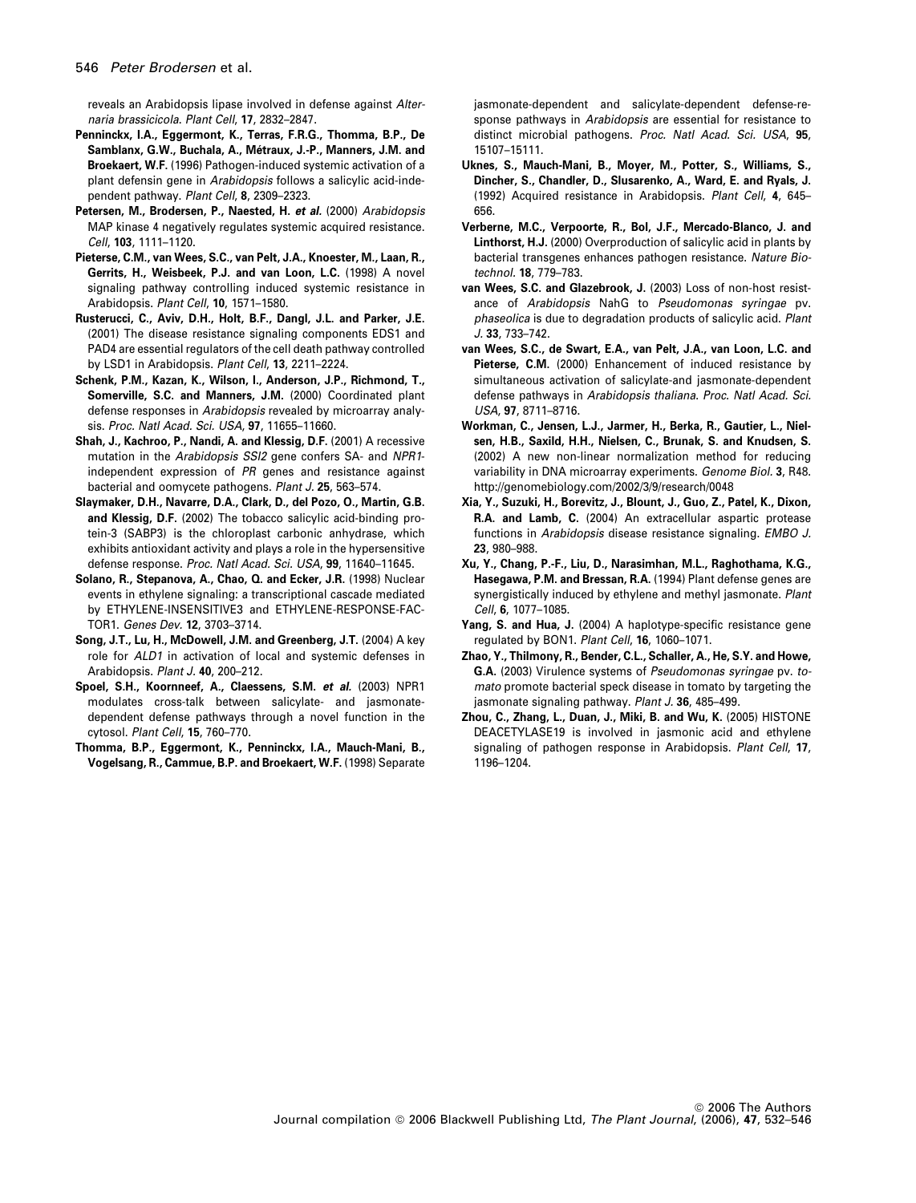reveals an Arabidopsis lipase involved in defense against *Alternaria brassicicola*. *Plant Cell*, **17**, 2832–2847.

**Penninckx, I.A., Eggermont, K., Terras, F.R.G., Thomma, B.P., De Samblanx, G.W., Buchala, A., Métraux, J.-P., Manners, J.M. and Broekaert, W.F.** (1996) Pathogen-induced systemic activation of a plant defensin gene in *Arabidopsis* follows a salicylic acid-independent pathway. *Plant Cell*, **8**, 2309–2323.

**Petersen, M., Brodersen, P., Naested, H. *et al.*** (2000) *Arabidopsis* MAP kinase 4 negatively regulates systemic acquired resistance. *Cell*, **103**, 1111–1120.

**Pieterse, C.M., van Wees, S.C., van Pelt, J.A., Knoester, M., Laan, R., Gerrits, H., Weisbeek, P.J. and van Loon, L.C.** (1998) A novel signaling pathway controlling induced systemic resistance in Arabidopsis. *Plant Cell*, **10**, 1571–1580.

**Rusterucci, C., Aviv, D.H., Holt, B.F., Dangl, J.L. and Parker, J.E.** (2001) The disease resistance signaling components EDS1 and PAD4 are essential regulators of the cell death pathway controlled by LSD1 in Arabidopsis. *Plant Cell*, **13**, 2211–2224.

**Schenk, P.M., Kazan, K., Wilson, I., Anderson, J.P., Richmond, T., Somerville, S.C. and Manners, J.M.** (2000) Coordinated plant defense responses in *Arabidopsis* revealed by microarray analysis. *Proc. Natl Acad. Sci. USA*, **97**, 11655–11660.

**Shah, J., Kachroo, P., Nandi, A. and Klessig, D.F.** (2001) A recessive mutation in the *Arabidopsis SSI2* gene confers SA- and *NPR1*-independent expression of *PR* genes and resistance against bacterial and oomycete pathogens. *Plant J.* **25**, 563–574.

**Slaymaker, D.H., Navarre, D.A., Clark, D., del Pozo, O., Martin, G.B. and Klessig, D.F.** (2002) The tobacco salicylic acid-binding protein-3 (SABP3) is the chloroplast carbonic anhydrase, which exhibits antioxidant activity and plays a role in the hypersensitive defense response. *Proc. Natl Acad. Sci. USA*, **99**, 11640–11645.

**Solano, R., Stepanova, A., Chao, Q. and Ecker, J.R.** (1998) Nuclear events in ethylene signaling: a transcriptional cascade mediated by ETHYLENE-INSENSITIVE3 and ETHYLENE-RESPONSE-FACTOR1. *Genes Dev.* **12**, 3703–3714.

**Song, J.T., Lu, H., McDowell, J.M. and Greenberg, J.T.** (2004) A key role for *ALD1* in activation of local and systemic defenses in Arabidopsis. *Plant J.* **40**, 200–212.

**Spoel, S.H., Koornneef, A., Claessens, S.M. *et al.*** (2003) NPR1 modulates cross-talk between salicylate- and jasmonate-dependent defense pathways through a novel function in the cytosol. *Plant Cell*, **15**, 760–770.

**Thomma, B.P., Eggermont, K., Penninckx, I.A., Mauch-Mani, B., Vogelsang, R., Cammue, B.P. and Broekaert, W.F.** (1998) Separate jasmonate-dependent and salicylate-dependent defense-response pathways in *Arabidopsis* are essential for resistance to distinct microbial pathogens. *Proc. Natl Acad. Sci. USA*, **95**, 15107–15111.

**Uknes, S., Mauch-Mani, B., Moyer, M., Potter, S., Williams, S., Dincher, S., Chandler, D., Slusarenko, A., Ward, E. and Ryals, J.** (1992) Acquired resistance in Arabidopsis. *Plant Cell*, **4**, 645–656.

**Verberne, M.C., Verpoorte, R., Bol, J.F., Mercado-Blanco, J. and Linthorst, H.J.** (2000) Overproduction of salicylic acid in plants by bacterial transgenes enhances pathogen resistance. *Nature Biotechnol.* **18**, 779–783.

**van Wees, S.C. and Glazebrook, J.** (2003) Loss of non-host resistance of *Arabidopsis* NahG to *Pseudomonas syringae* pv. *phaseolica* is due to degradation products of salicylic acid. *Plant J.* **33**, 733–742.

**van Wees, S.C., de Swart, E.A., van Pelt, J.A., van Loon, L.C. and Pieterse, C.M.** (2000) Enhancement of induced resistance by simultaneous activation of salicylate-and jasmonate-dependent defense pathways in *Arabidopsis thaliana*. *Proc. Natl Acad. Sci. USA*, **97**, 8711–8716.

**Workman, C., Jensen, L.J., Jarmer, H., Berka, R., Gautier, L., Nielsen, H.B., Saxild, H.H., Nielsen, C., Brunak, S. and Knudsen, S.** (2002) A new non-linear normalization method for reducing variability in DNA microarray experiments. *Genome Biol.* **3**, R48. http://genomebiology.com/2002/3/9/research/0048

**Xia, Y., Suzuki, H., Borevitz, J., Blount, J., Guo, Z., Patel, K., Dixon, R.A. and Lamb, C.** (2004) An extracellular aspartic protease functions in *Arabidopsis* disease resistance signaling. *EMBO J.* **23**, 980–988.

**Xu, Y., Chang, P.-F., Liu, D., Narasimhan, M.L., Raghothama, K.G., Hasegawa, P.M. and Bressan, R.A.** (1994) Plant defense genes are synergistically induced by ethylene and methyl jasmonate. *Plant Cell*, **6**, 1077–1085.

**Yang, S. and Hua, J.** (2004) A haplotype-specific resistance gene regulated by BON1. *Plant Cell*, **16**, 1060–1071.

**Zhao, Y., Thilmony, R., Bender, C.L., Schaller, A., He, S.Y. and Howe, G.A.** (2003) Virulence systems of *Pseudomonas syringae* pv. *tomato* promote bacterial speck disease in tomato by targeting the jasmonate signaling pathway. *Plant J.* **36**, 485–499.

**Zhou, C., Zhang, L., Duan, J., Miki, B. and Wu, K.** (2005) HISTONE DEACETYLASE19 is involved in jasmonic acid and ethylene signaling of pathogen response in Arabidopsis. *Plant Cell*, **17**, 1196–1204.